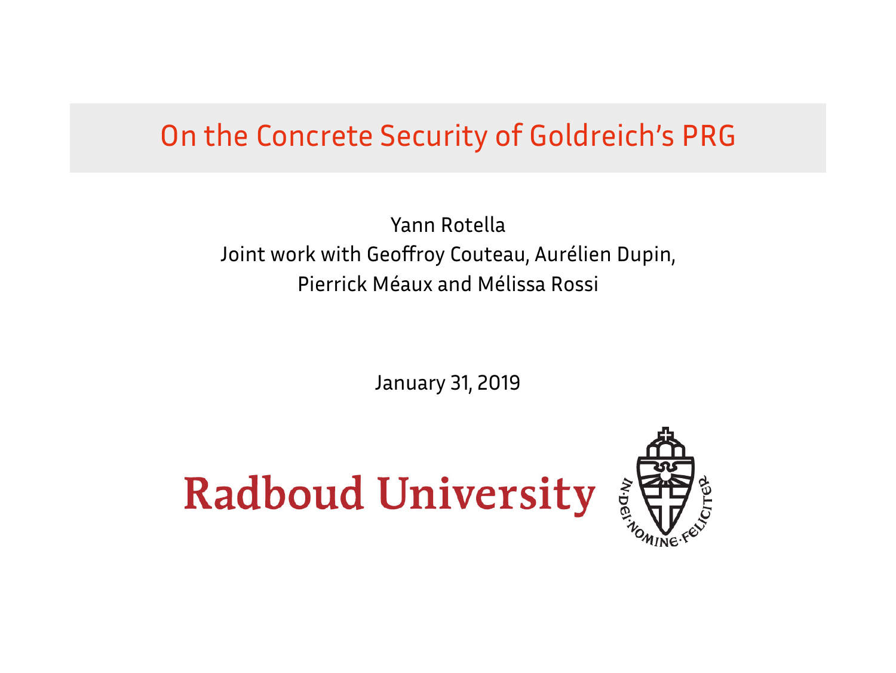# On the Concrete Security of Goldreich's PRG

Yann Rotella
Joint work with Geoffroy Couteau, Aurélien Dupin,
Pierrick Méaux and Mélissa Rossi

January 31, 2019

Radboud University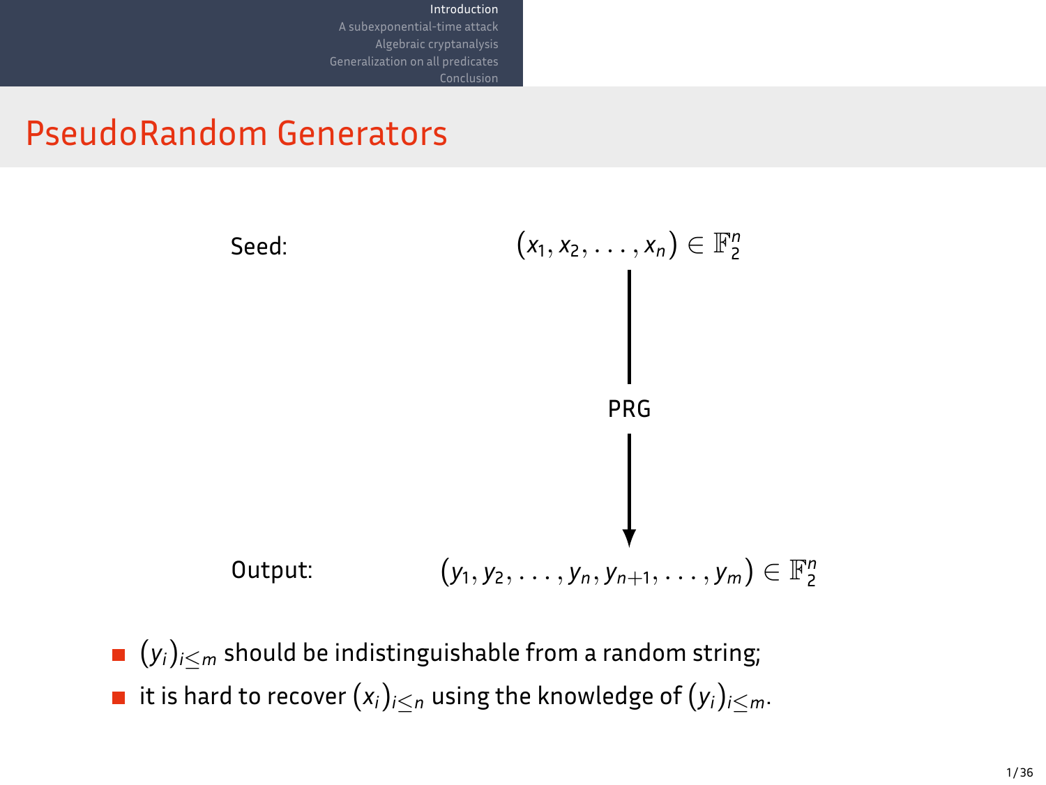# PseudoRandom Generators

Seed: $(x_1, x_2, \ldots, x_n) \in \mathbb{F}_2^n$

PRG

Output: $(y_1, y_2, \ldots, y_n, y_{n+1}, \ldots, y_m) \in \mathbb{F}_2^n$

- $(y_i)_{i \leq m}$ should be indistinguishable from a random string;
- it is hard to recover $(x_i)_{i \leq n}$ using the knowledge of $(y_i)_{i \leq m}$.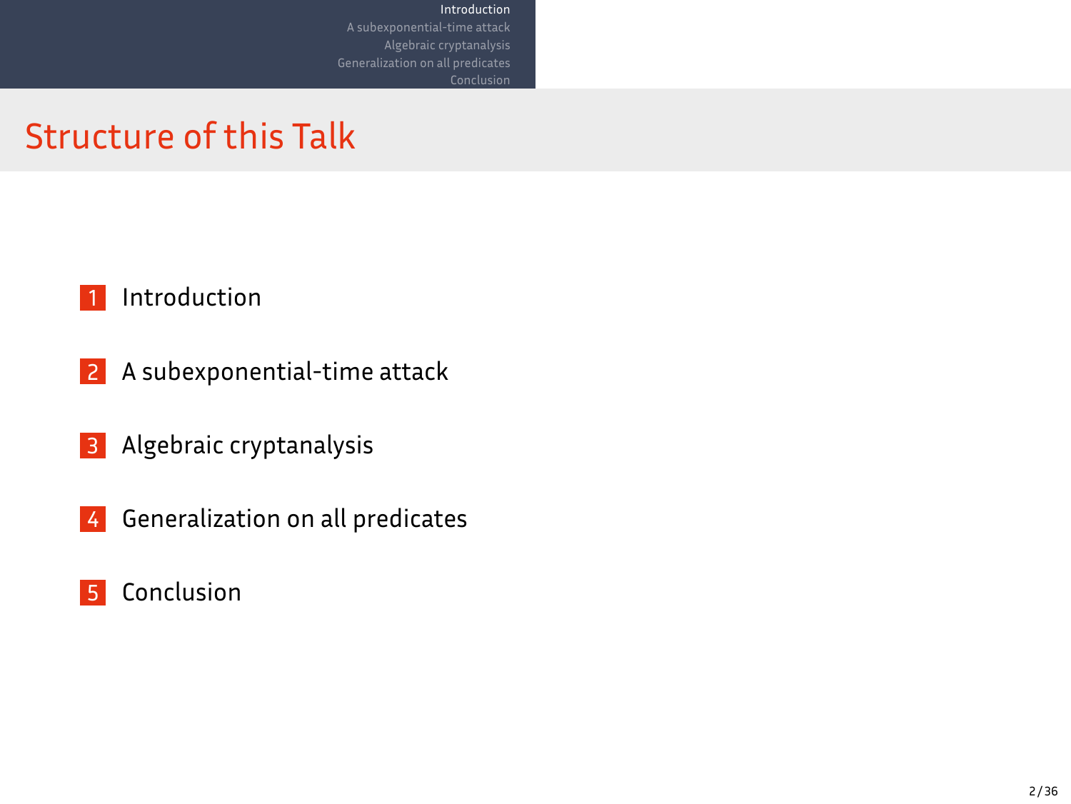# Structure of this Talk

1. Introduction
2. A subexponential-time attack
3. Algebraic cryptanalysis
4. Generalization on all predicates
5. Conclusion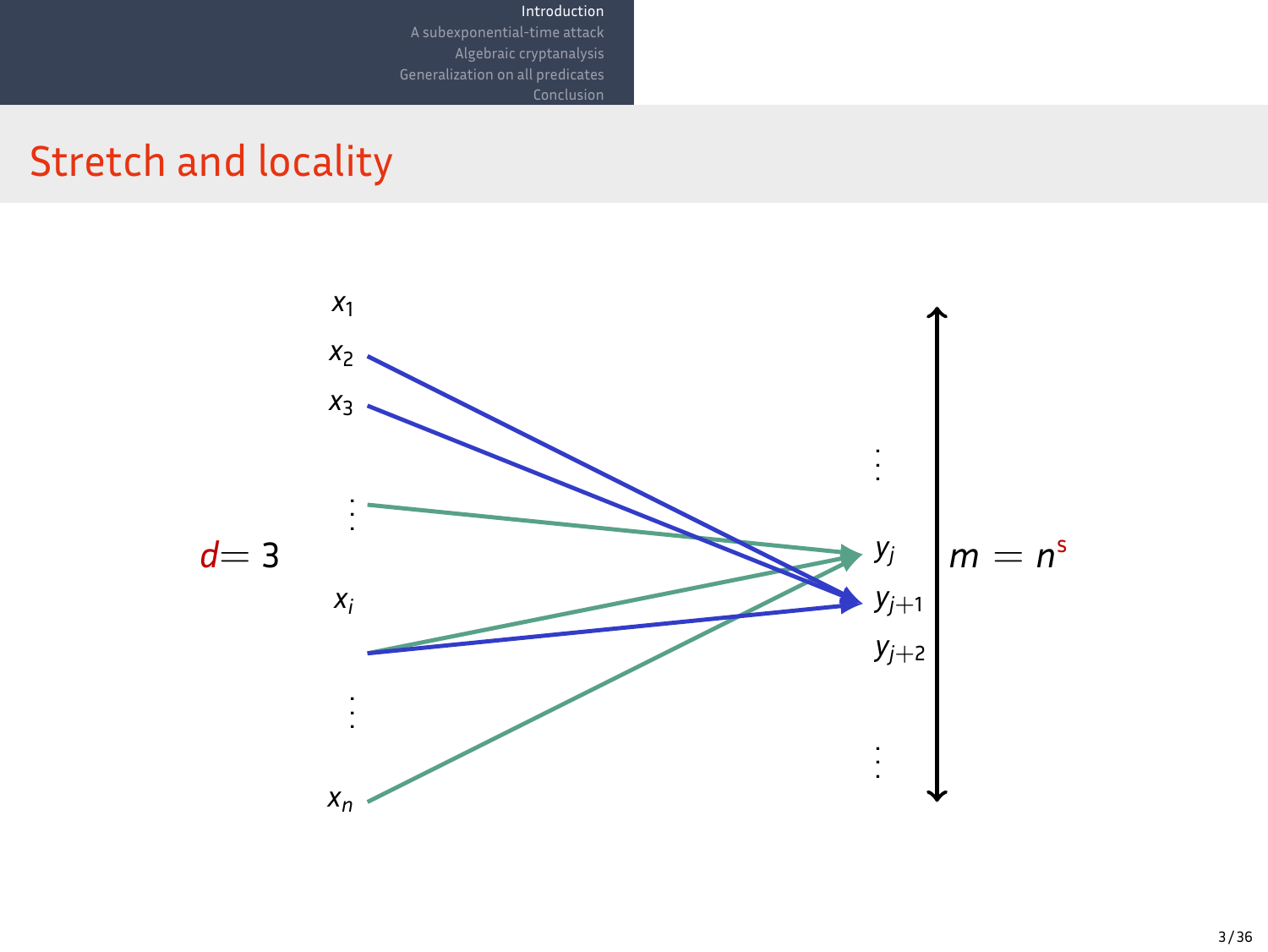# Stretch and locality

$x_1$

$x_2$

$x_3$

$\vdots$

$d = 3$ $\quad x_i$

$\vdots$

$x_n$

$\vdots$

$y_j$

$y_{j+1}$

$y_{j+2}$

$\vdots$

$m = n^s$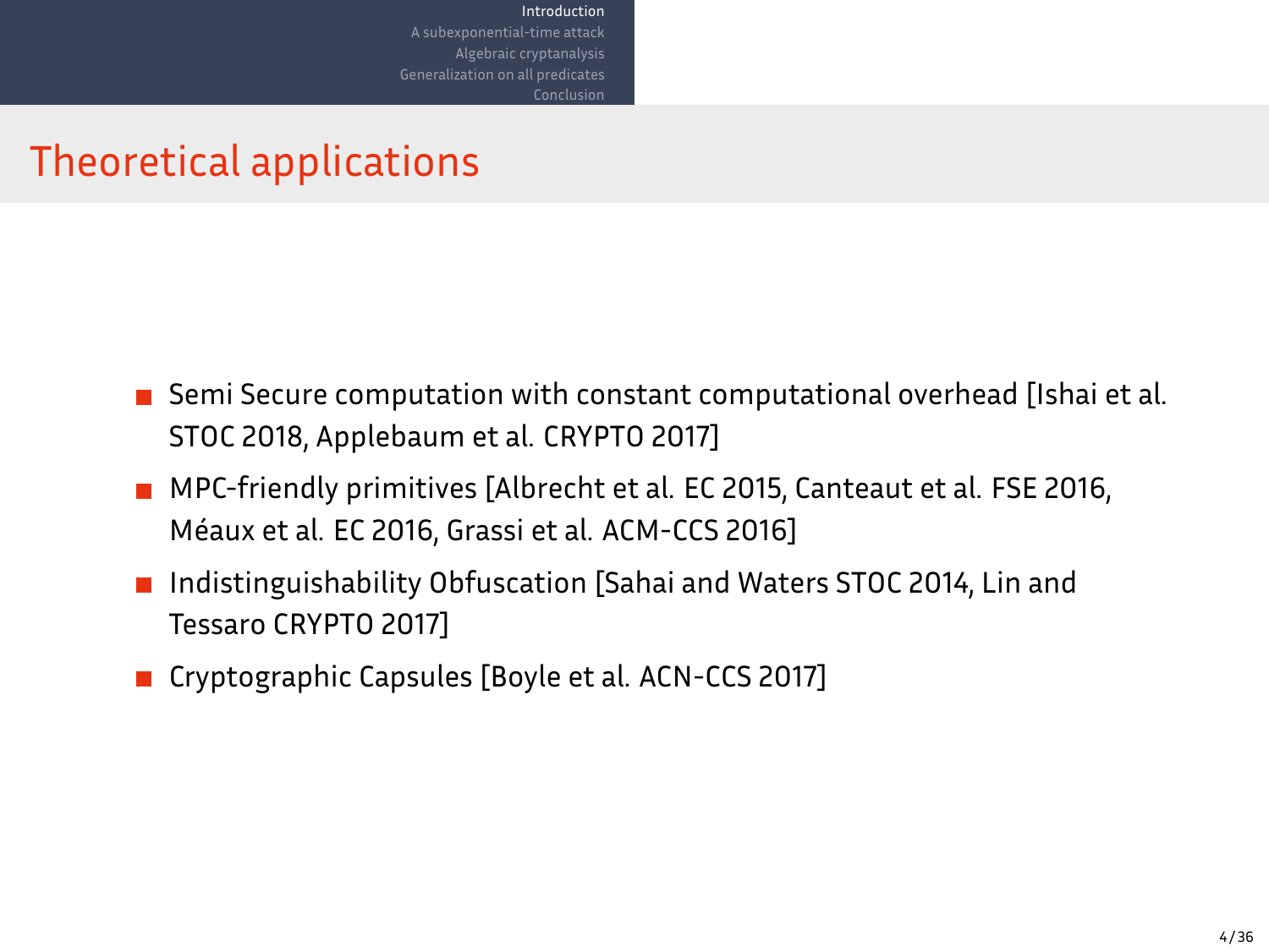# Theoretical applications

- Semi Secure computation with constant computational overhead [Ishai et al. STOC 2018, Applebaum et al. CRYPTO 2017]
- MPC-friendly primitives [Albrecht et al. EC 2015, Canteaut et al. FSE 2016, Méaux et al. EC 2016, Grassi et al. ACM-CCS 2016]
- Indistinguishability Obfuscation [Sahai and Waters STOC 2014, Lin and Tessaro CRYPTO 2017]
- Cryptographic Capsules [Boyle et al. ACN-CCS 2017]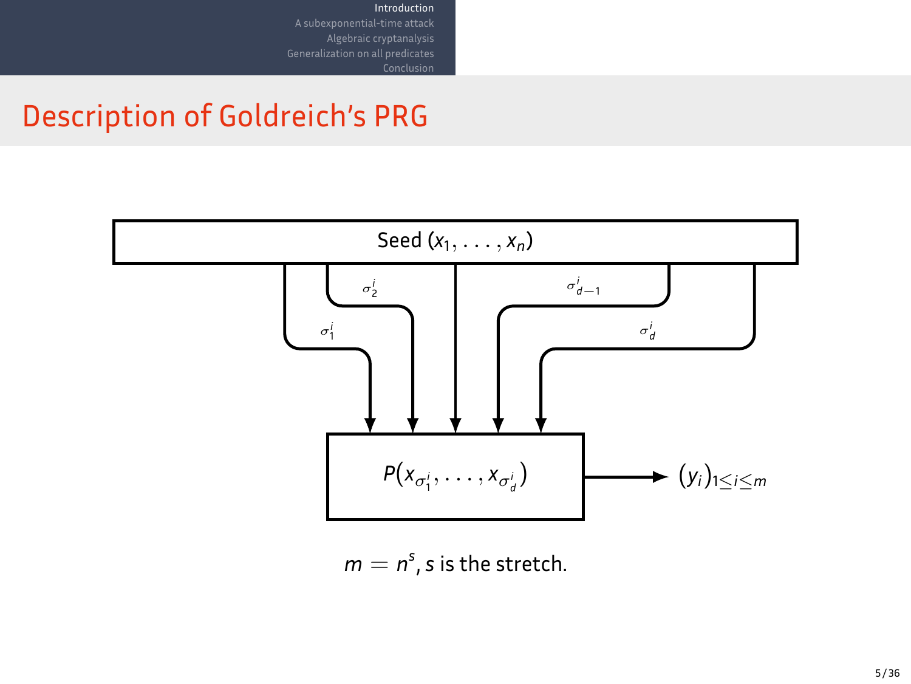# Description of Goldreich's PRG

Seed $(x_1, \ldots, x_n)$

$\sigma_1^i$ $\sigma_2^i$ $\sigma_{d-1}^i$ $\sigma_d^i$

$P(x_{\sigma_1^i}, \ldots, x_{\sigma_d^i})$ → $(y_i)_{1 \leq i \leq m}$

$m = n^s$, $s$ is the stretch.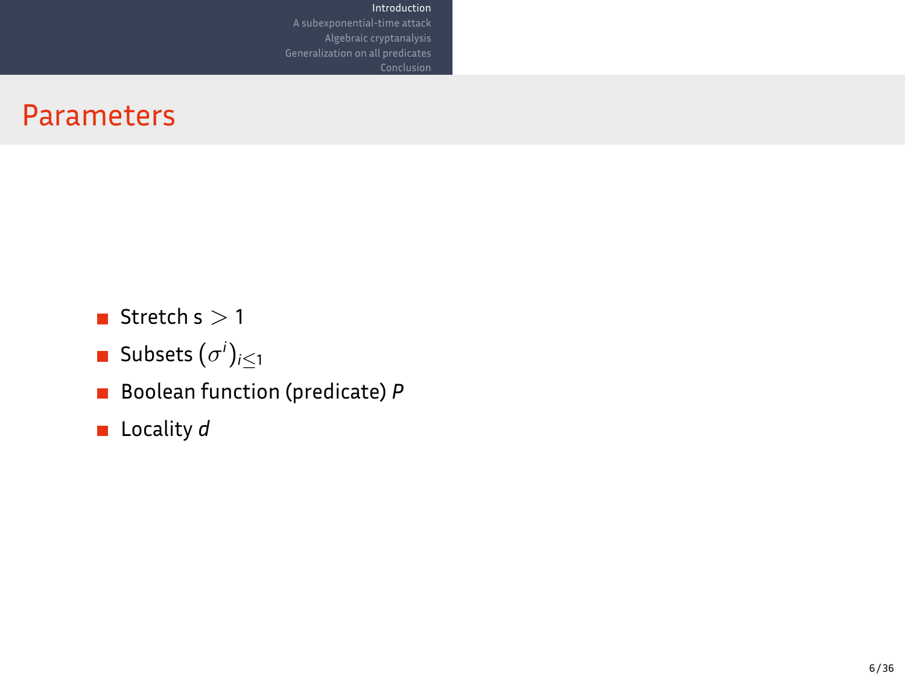## Parameters

- Stretch s $> 1$
- Subsets $(\sigma^i)_{i \leq 1}$
- Boolean function (predicate) $P$
- Locality $d$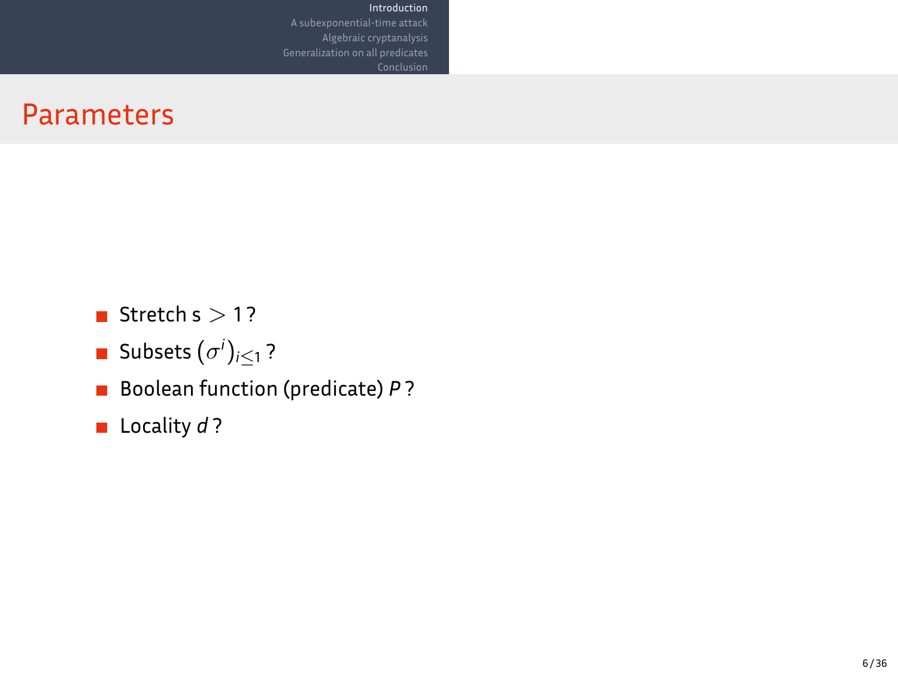# Parameters

- Stretch s $> 1$ ?
- Subsets $(\sigma^i)_{i \leq 1}$ ?
- Boolean function (predicate) $P$ ?
- Locality $d$ ?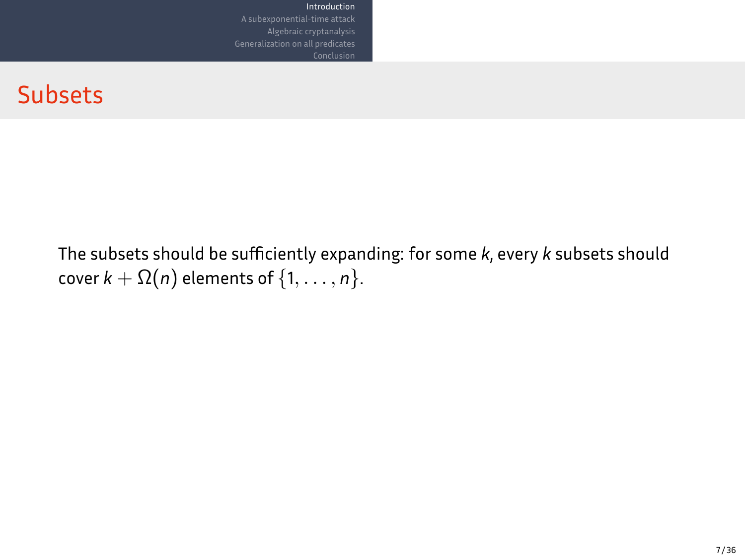# Subsets

The subsets should be sufficiently expanding: for some $k$, every $k$ subsets should cover $k + \Omega(n)$ elements of $\{1, \ldots, n\}$.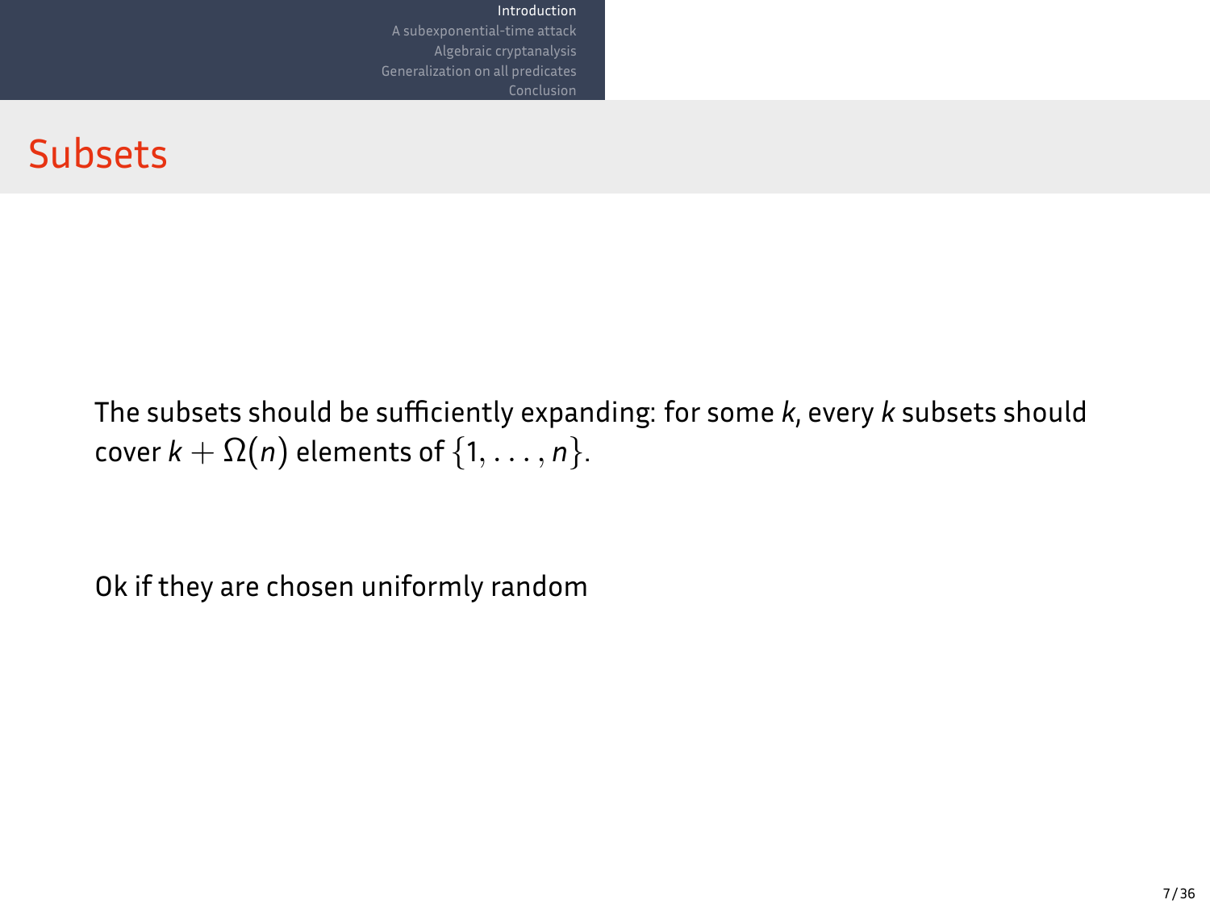# Subsets

The subsets should be sufficiently expanding: for some $k$, every $k$ subsets should cover $k + \Omega(n)$ elements of $\{1, \ldots, n\}$.

Ok if they are chosen uniformly random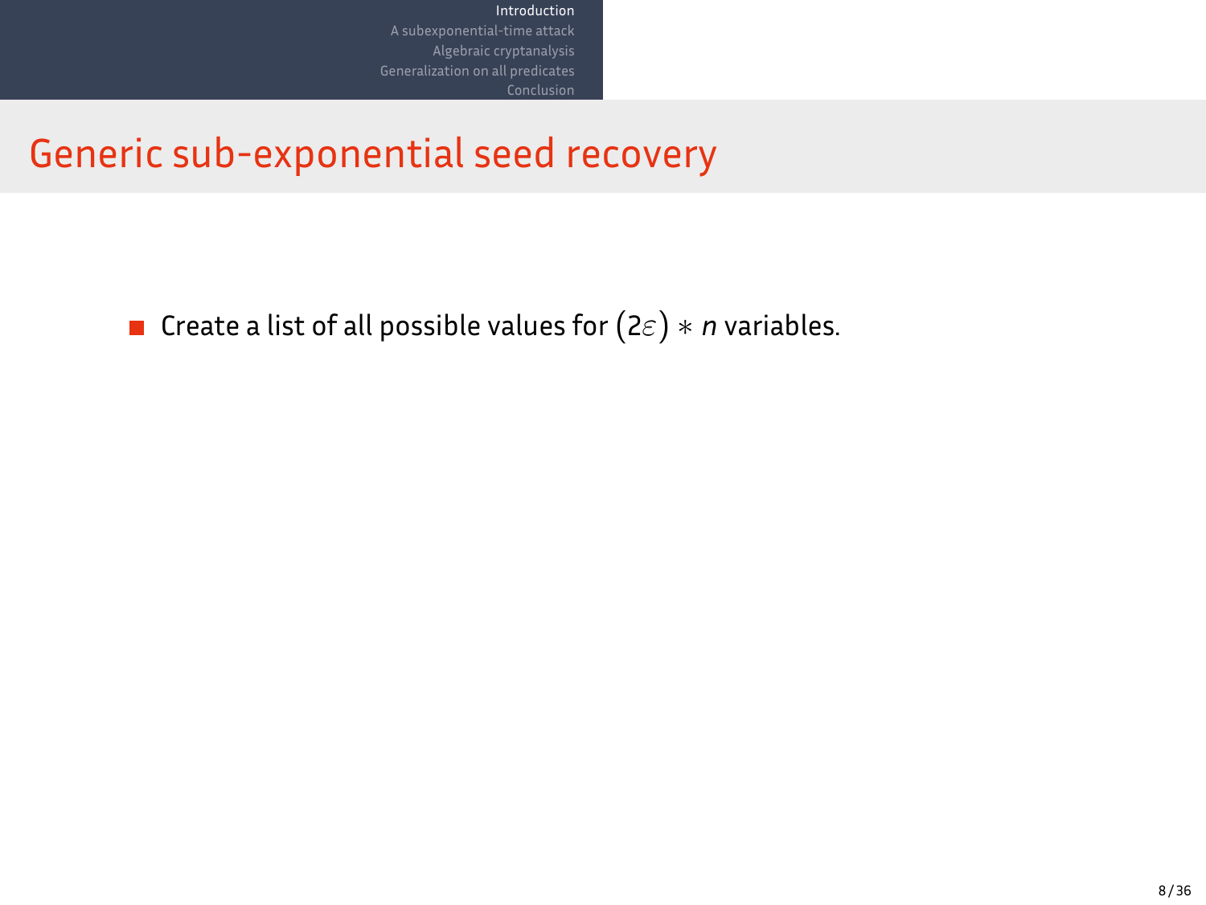# Generic sub-exponential seed recovery

- Create a list of all possible values for $(2\varepsilon) * n$ variables.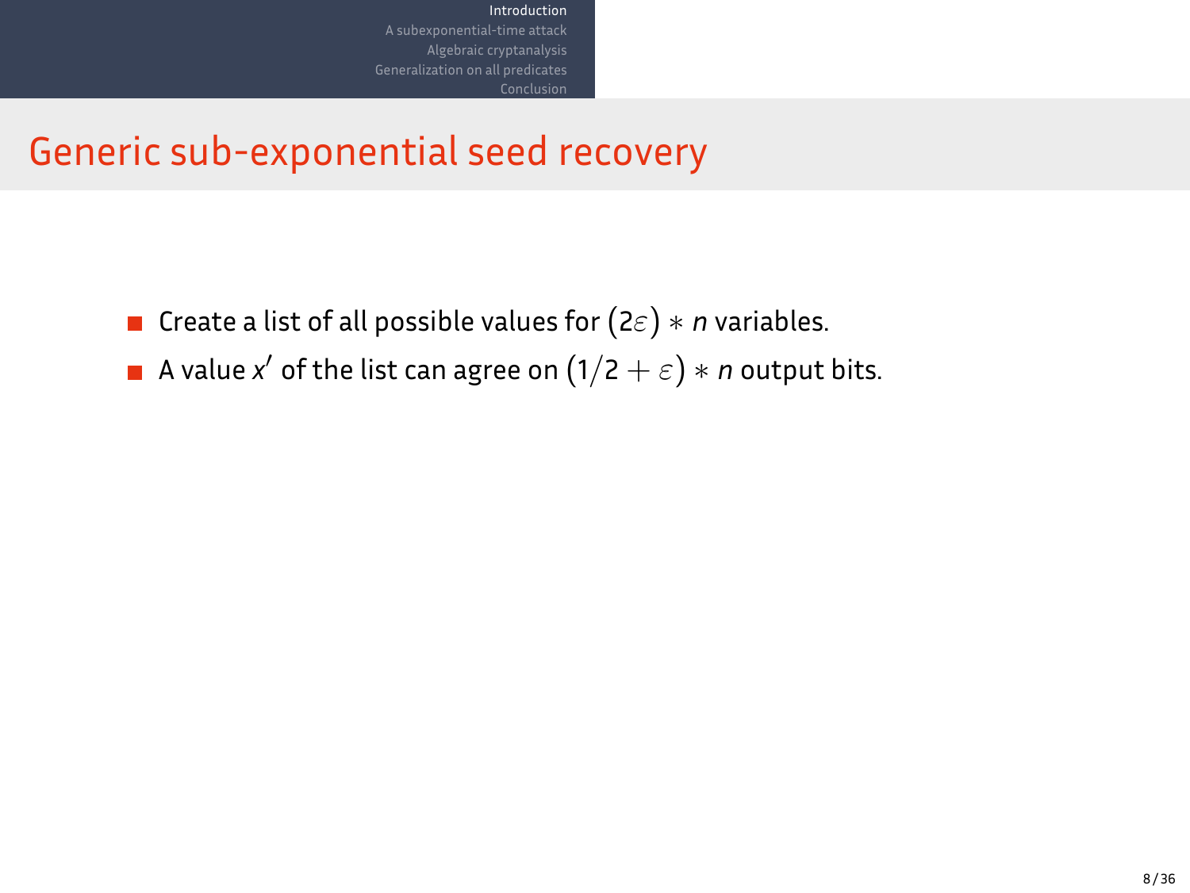# Generic sub-exponential seed recovery

- Create a list of all possible values for $(2\varepsilon) * n$ variables.
- A value $x'$ of the list can agree on $(1/2 + \varepsilon) * n$ output bits.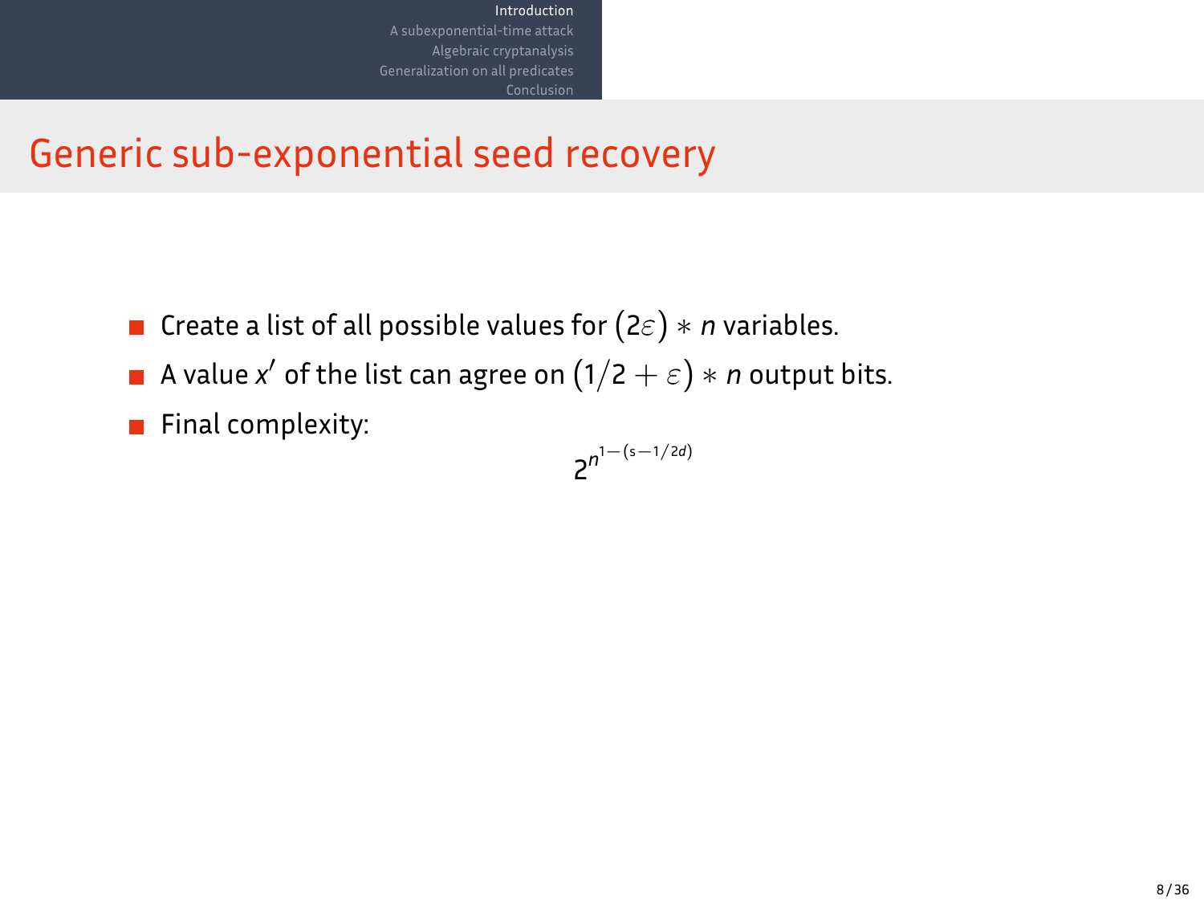# Generic sub-exponential seed recovery

- Create a list of all possible values for $(2\varepsilon) * n$ variables.
- A value $x'$ of the list can agree on $(1/2 + \varepsilon) * n$ output bits.
- Final complexity:

$$2^{n^{1-(s-1/2d)}}$$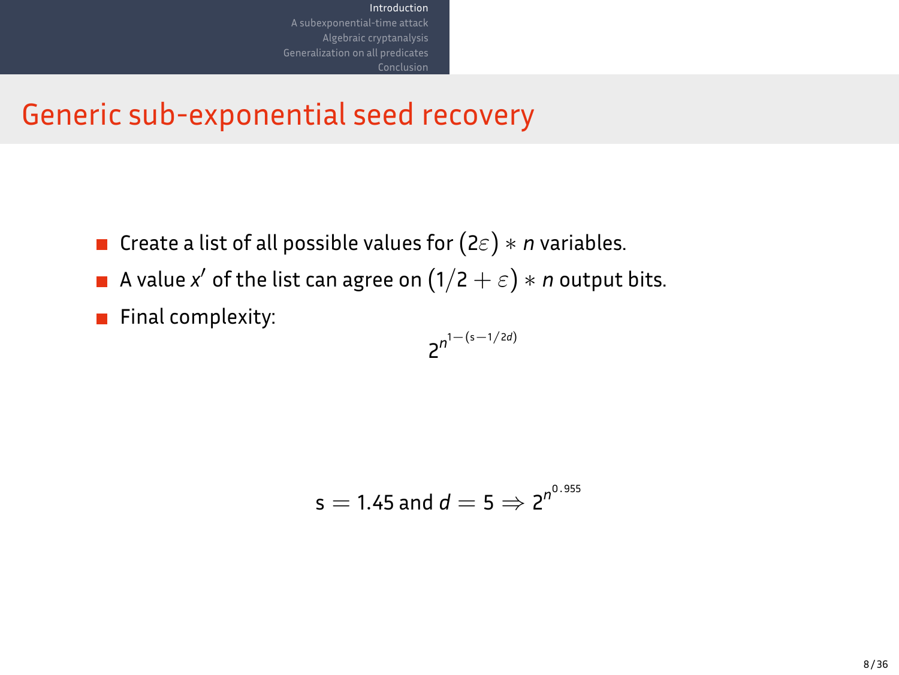# Generic sub-exponential seed recovery

- Create a list of all possible values for $(2\varepsilon) * n$ variables.
- A value $x'$ of the list can agree on $(1/2 + \varepsilon) * n$ output bits.
- Final complexity:

$$2^{n^{1-(s-1/2d)}}$$

$$s = 1.45 \text{ and } d = 5 \Rightarrow 2^{n^{0.955}}$$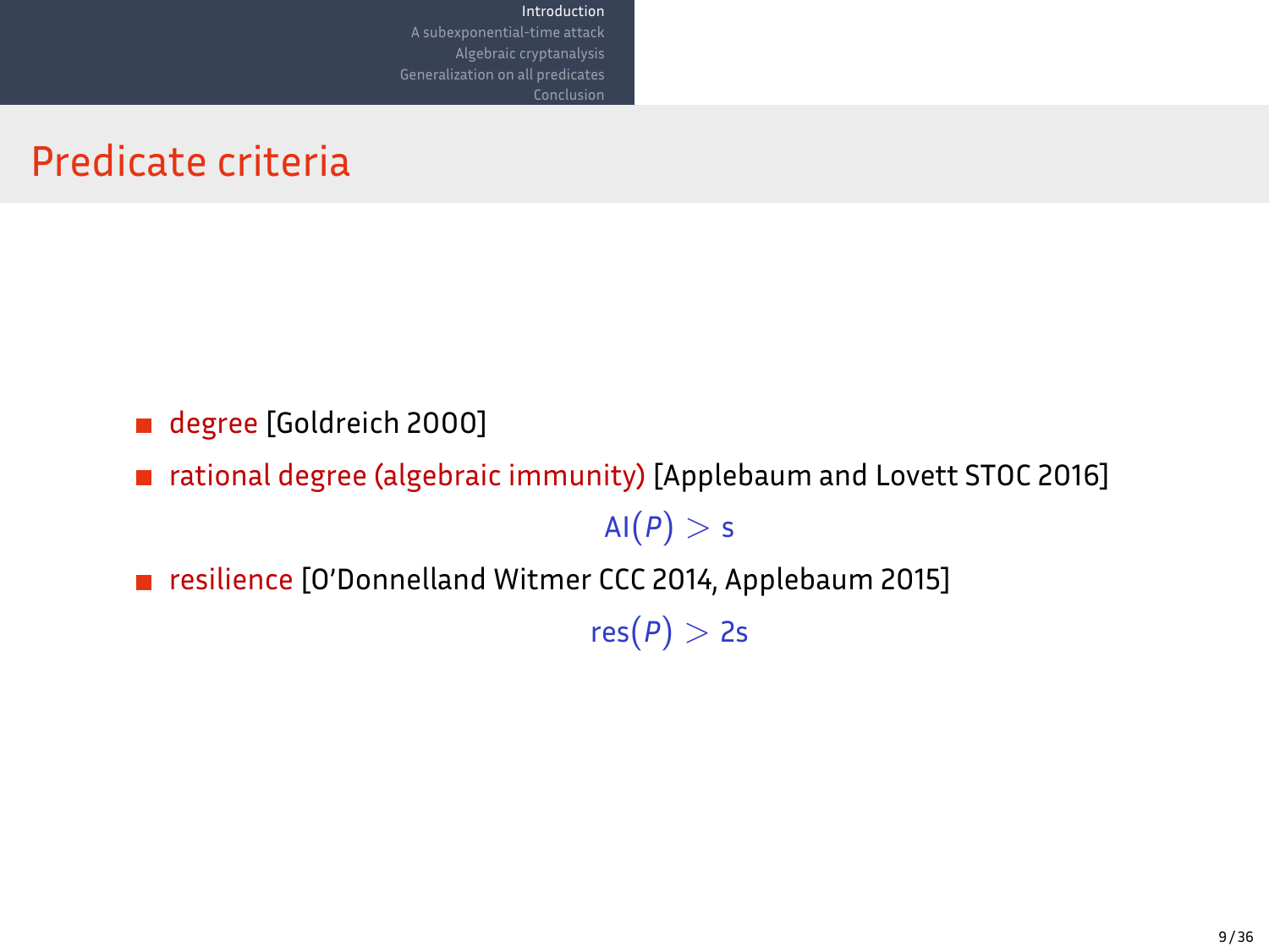# Predicate criteria

- degree [Goldreich 2000]
- rational degree (algebraic immunity) [Applebaum and Lovett STOC 2016]

$$\mathrm{AI}(P) > s$$

- resilience [O'Donnelland Witmer CCC 2014, Applebaum 2015]

$$\mathrm{res}(P) > 2s$$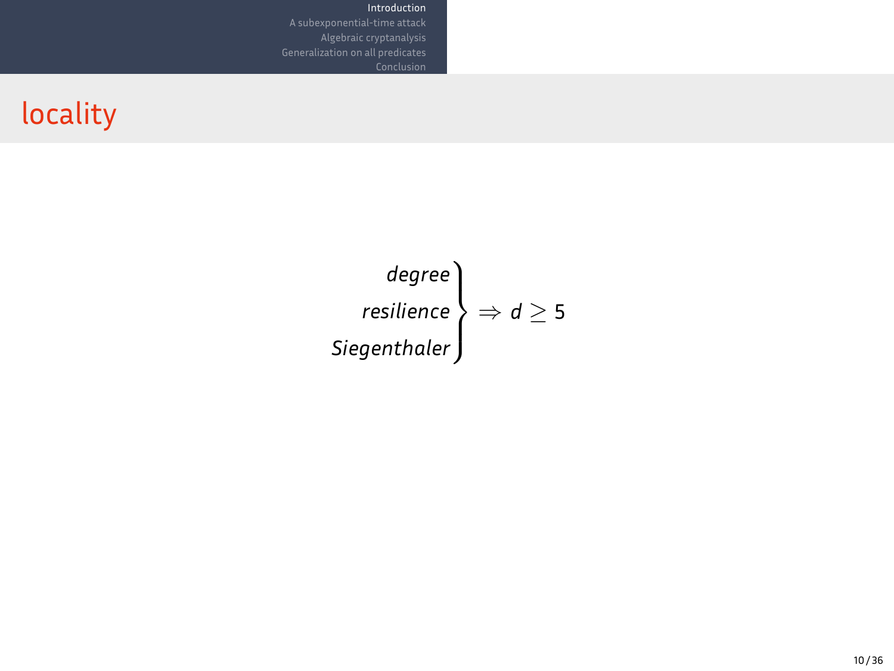## locality

$$\left.\begin{array}{r} \textit{degree} \\ \textit{resilience} \\ \textit{Siegenthaler} \end{array}\right\} \Rightarrow d \geq 5$$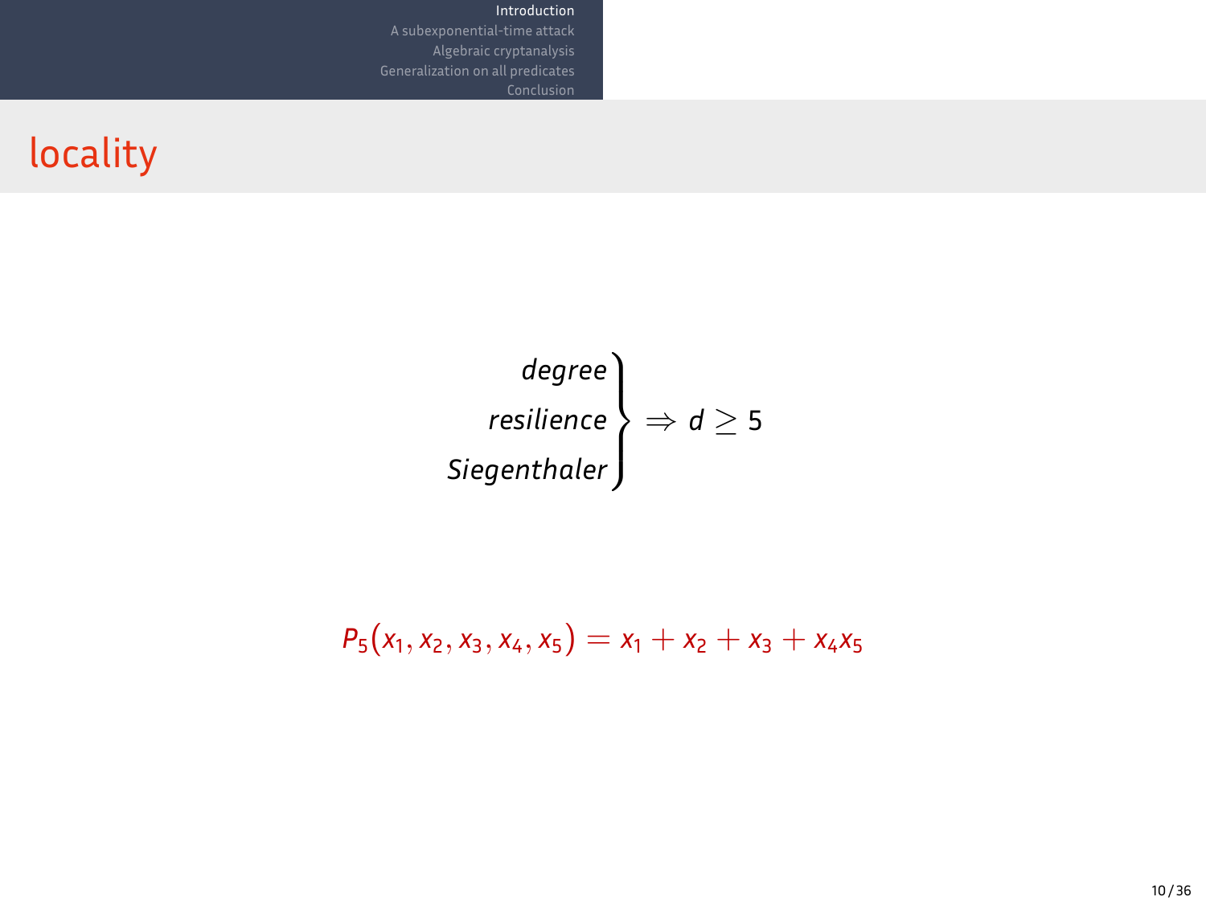## locality

$$\left.\begin{array}{r} \textit{degree} \\ \textit{resilience} \\ \textit{Siegenthaler} \end{array}\right\} \Rightarrow d \geq 5$$

$$P_5(x_1, x_2, x_3, x_4, x_5) = x_1 + x_2 + x_3 + x_4 x_5$$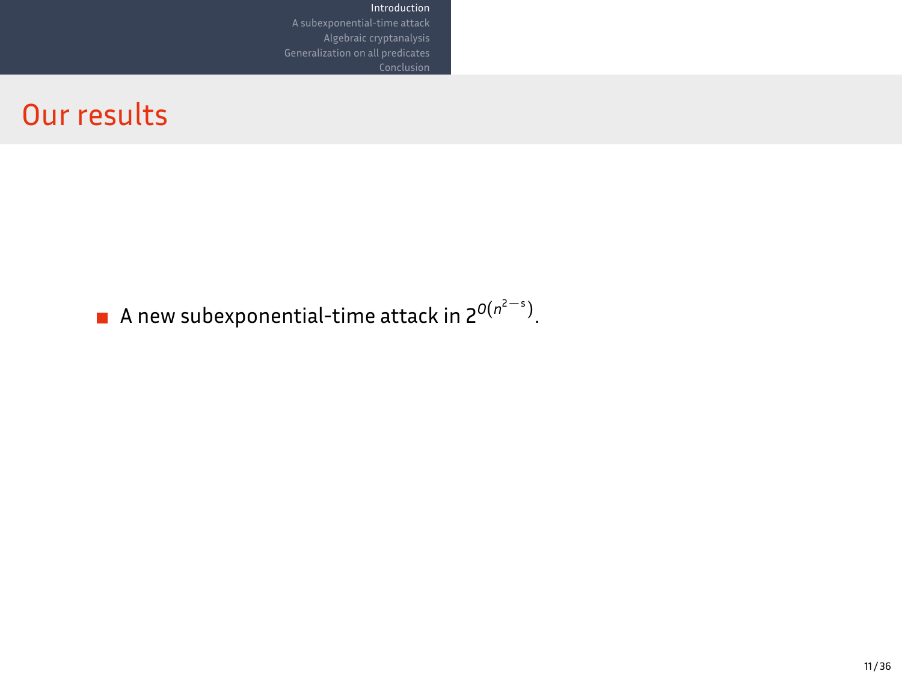# Our results

- A new subexponential-time attack in $2^{O(n^{2-s})}$.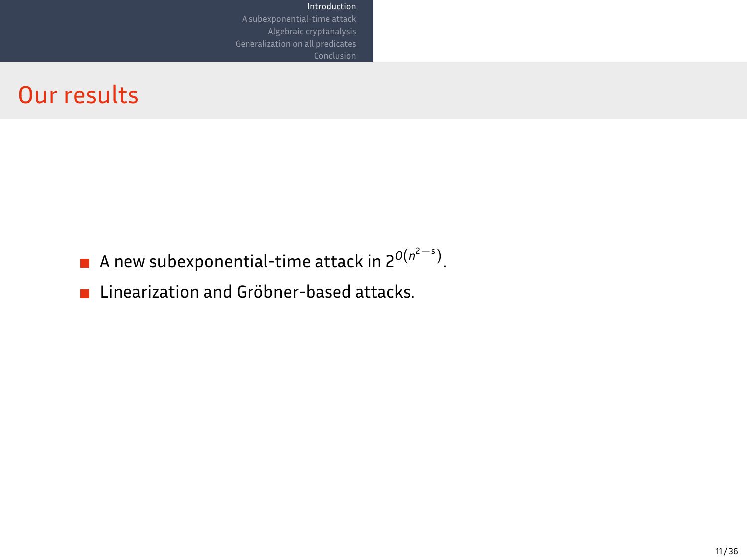# Our results

- A new subexponential-time attack in $2^{O(n^{2-s})}$.
- Linearization and Gröbner-based attacks.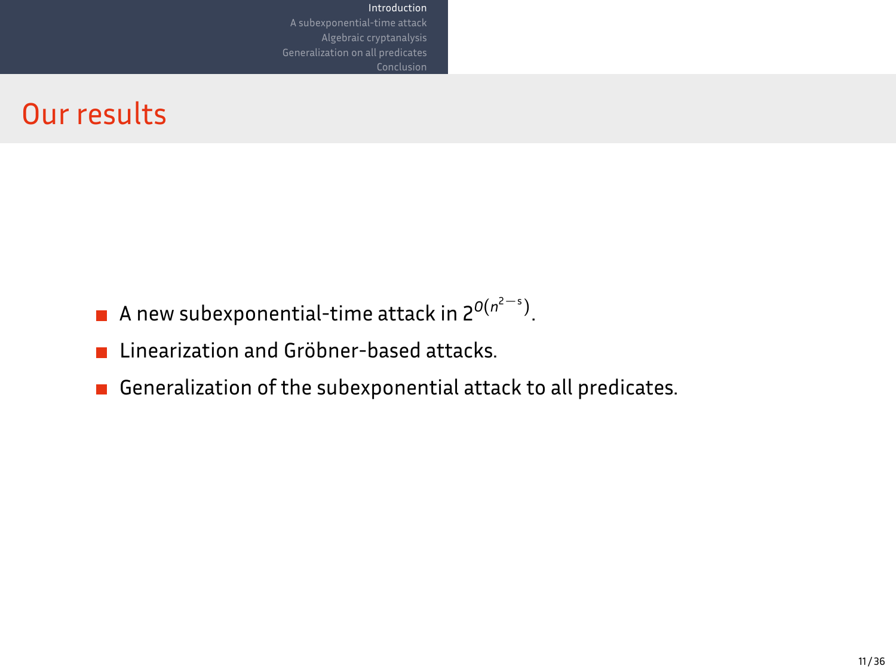# Our results

- A new subexponential-time attack in $2^{O(n^{2-s})}$.
- Linearization and Gröbner-based attacks.
- Generalization of the subexponential attack to all predicates.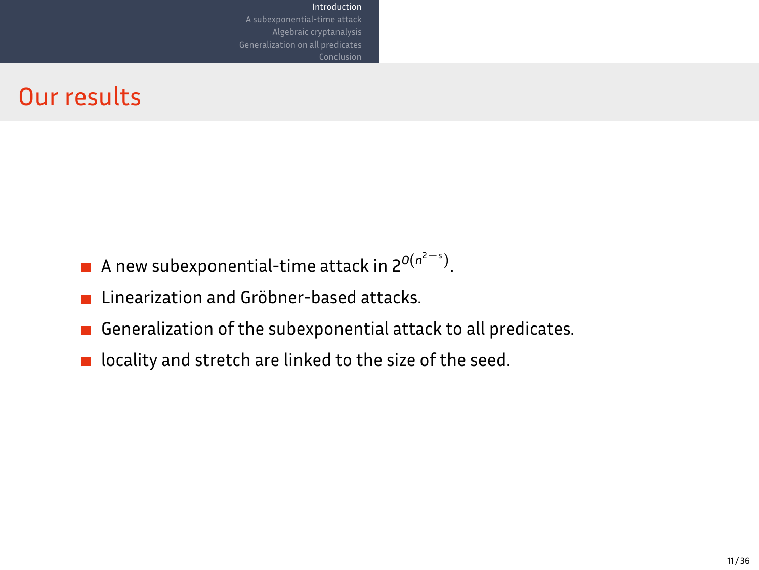## Our results

- A new subexponential-time attack in $2^{O(n^{2-s})}$.
- Linearization and Gröbner-based attacks.
- Generalization of the subexponential attack to all predicates.
- locality and stretch are linked to the size of the seed.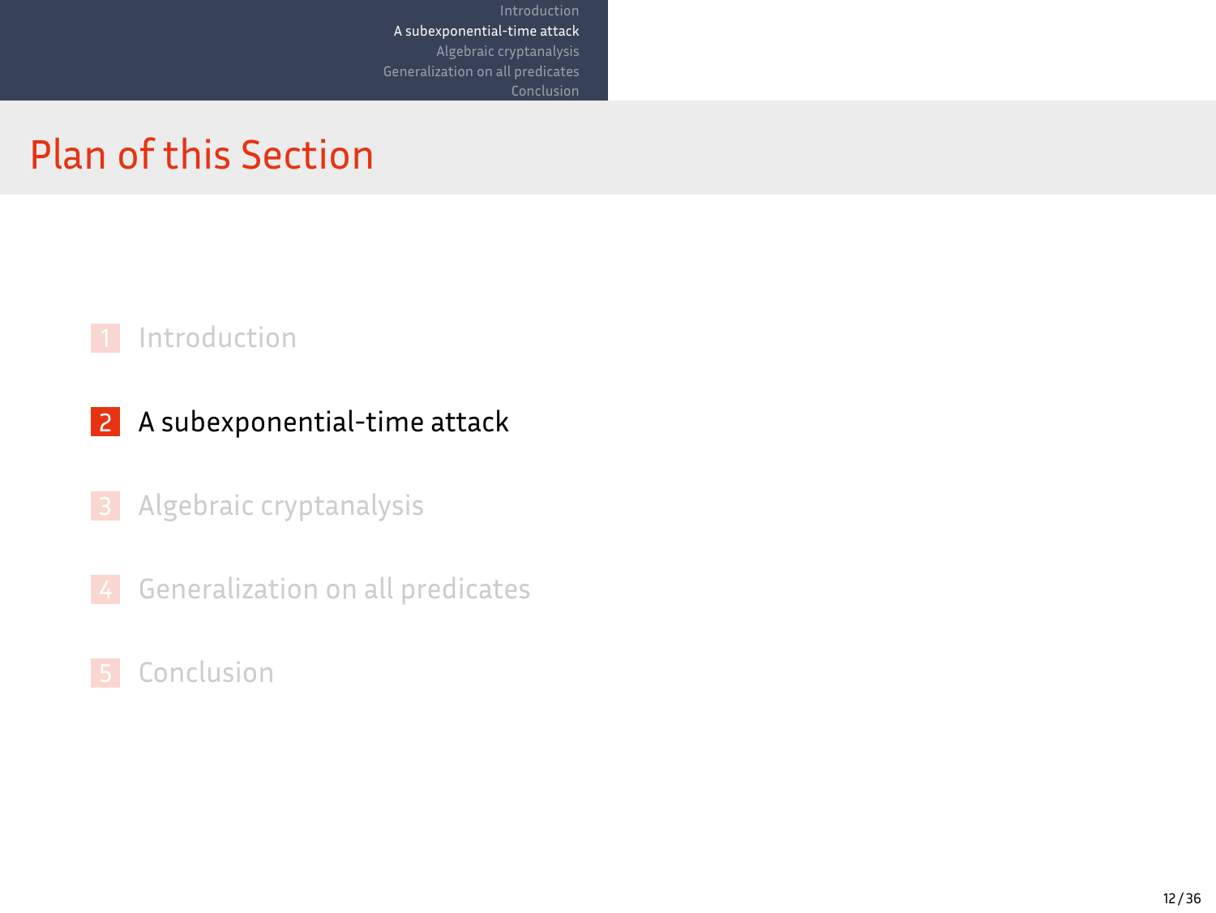# Plan of this Section

1. Introduction
2. A subexponential-time attack
3. Algebraic cryptanalysis
4. Generalization on all predicates
5. Conclusion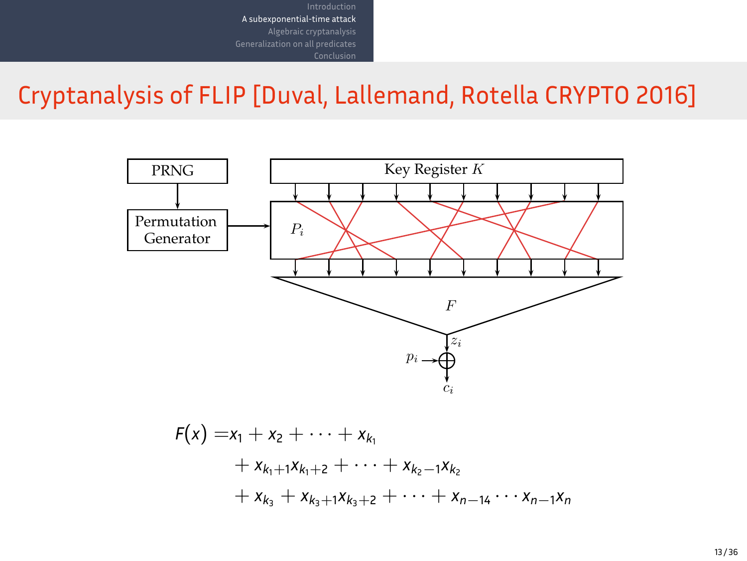# Cryptanalysis of FLIP [Duval, Lallemand, Rotella CRYPTO 2016]

$$
\begin{aligned}
F(x) =& x_1 + x_2 + \cdots + x_{k_1} \\
& + x_{k_1+1}x_{k_1+2} + \cdots + x_{k_2-1}x_{k_2} \\
& + x_{k_3} + x_{k_3+1}x_{k_3+2} + \cdots + x_{n-14} \cdots x_{n-1}x_n
\end{aligned}
$$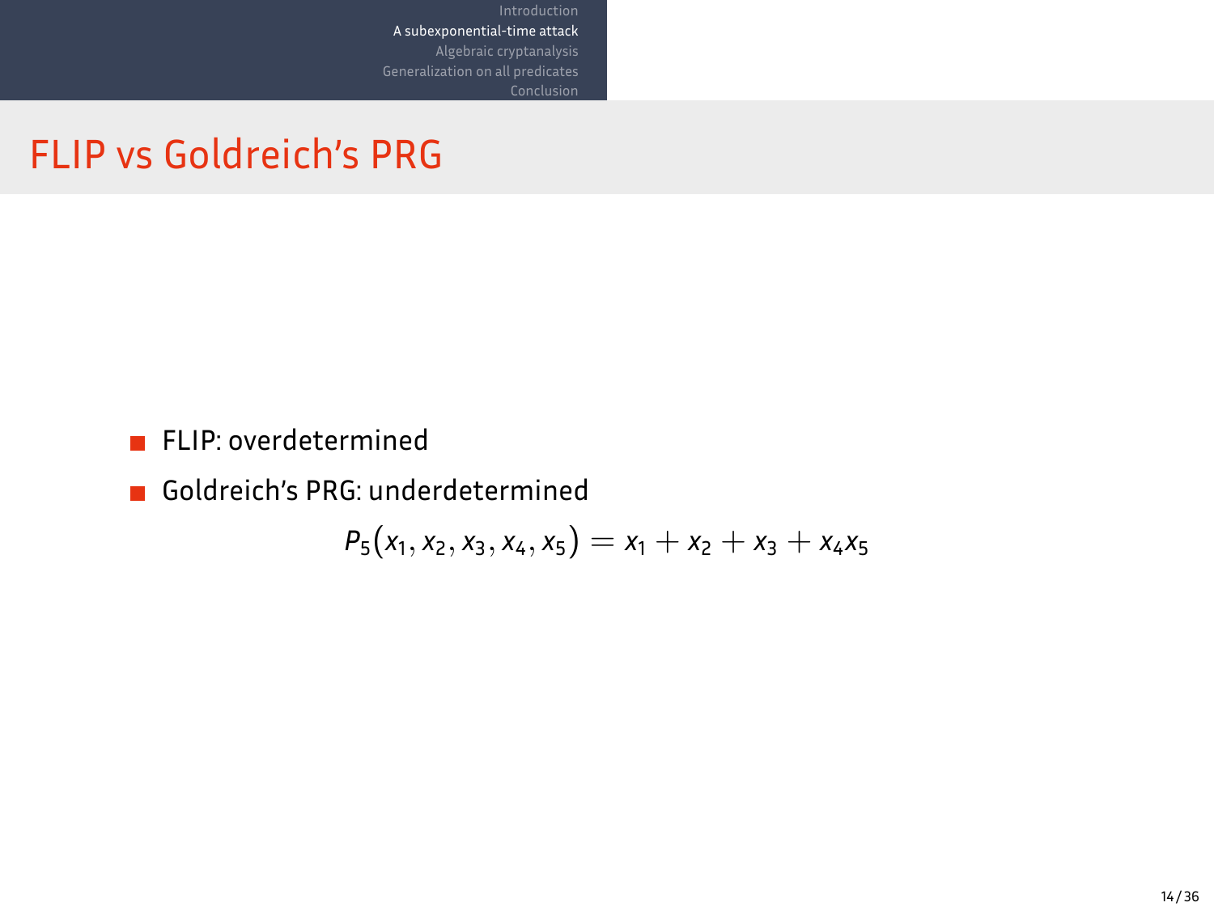# FLIP vs Goldreich's PRG

- FLIP: overdetermined
- Goldreich's PRG: underdetermined

$$P_5(x_1, x_2, x_3, x_4, x_5) = x_1 + x_2 + x_3 + x_4 x_5$$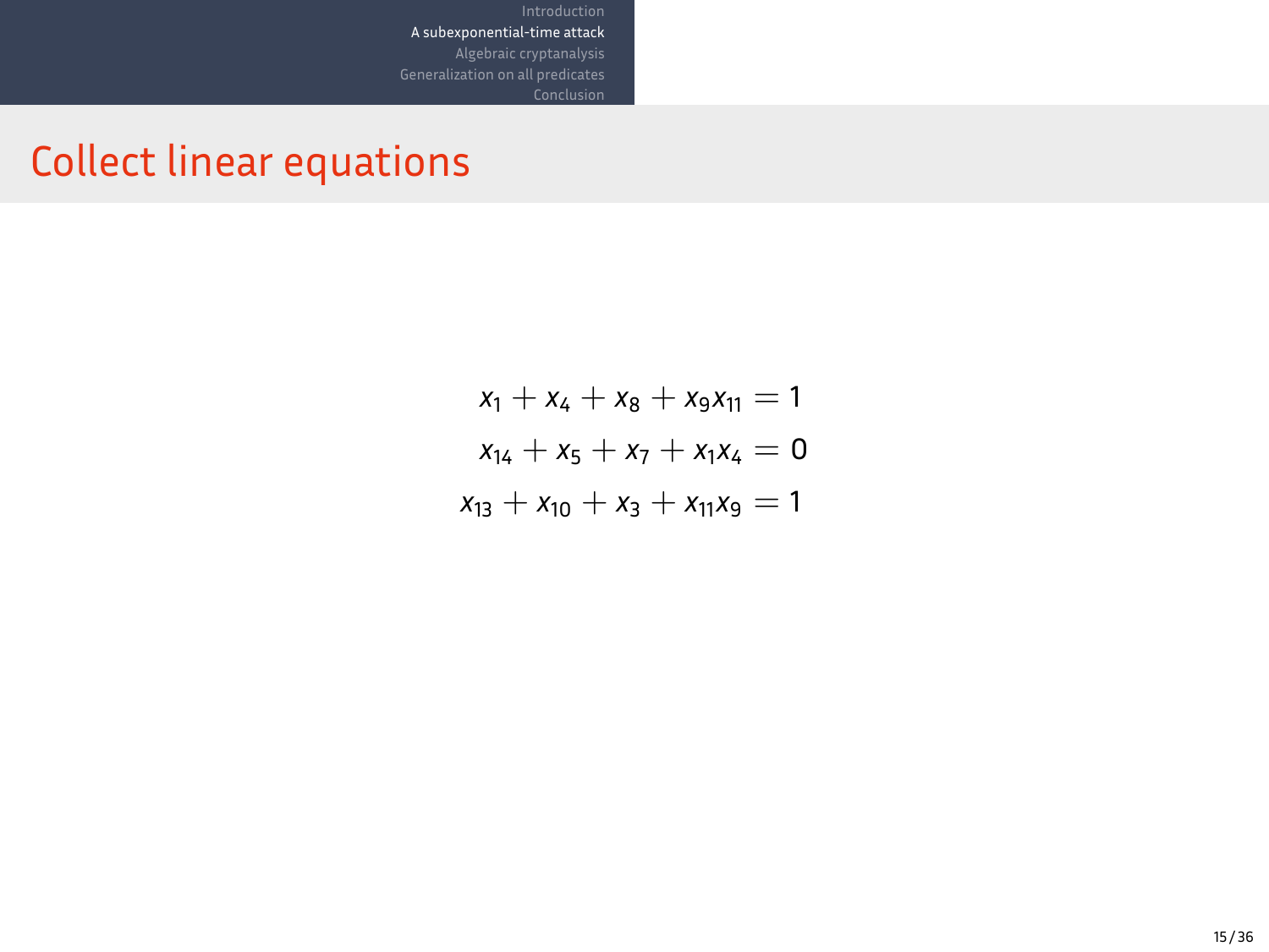# Collect linear equations

$$
\begin{aligned}
x_1 + x_4 + x_8 + x_9 x_{11} &= 1 \\
x_{14} + x_5 + x_7 + x_1 x_4 &= 0 \\
x_{13} + x_{10} + x_3 + x_{11} x_9 &= 1
\end{aligned}
$$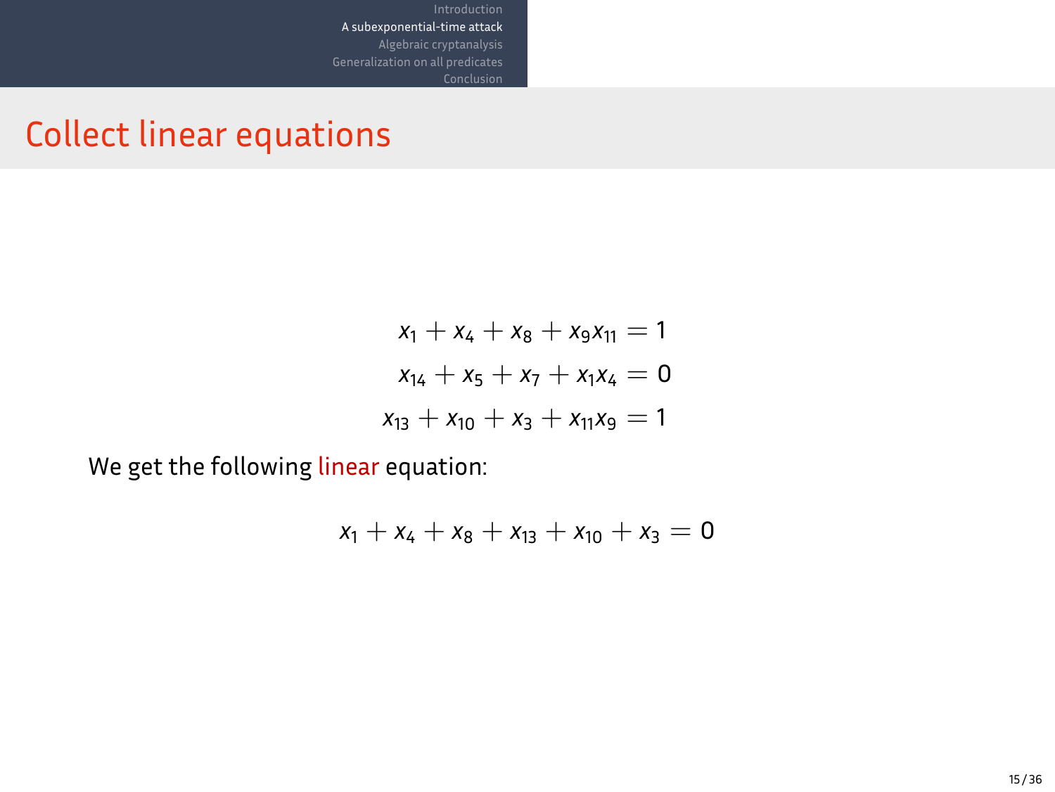# Collect linear equations

$$x_1 + x_4 + x_8 + x_9 x_{11} = 1$$
$$x_{14} + x_5 + x_7 + x_1 x_4 = 0$$
$$x_{13} + x_{10} + x_3 + x_{11} x_9 = 1$$

We get the following linear equation:

$$x_1 + x_4 + x_8 + x_{13} + x_{10} + x_3 = 0$$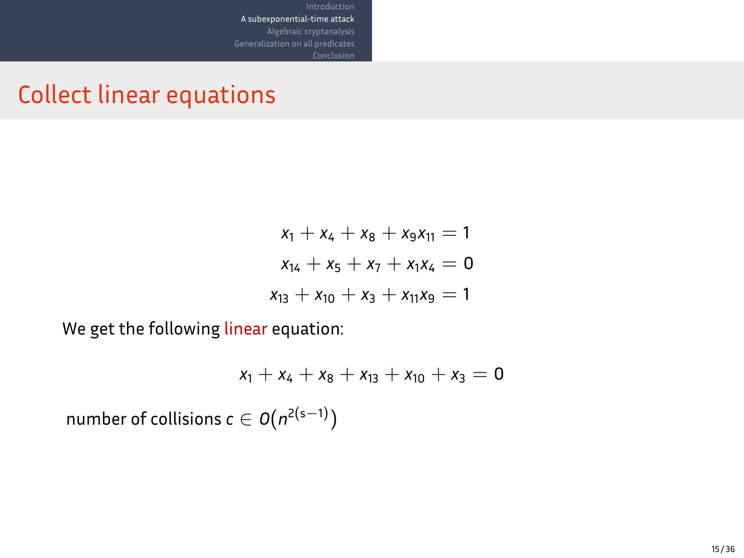# Collect linear equations

$$
\begin{aligned}
x_1 + x_4 + x_8 + x_9 x_{11} &= 1 \\
x_{14} + x_5 + x_7 + x_1 x_4 &= 0 \\
x_{13} + x_{10} + x_3 + x_{11} x_9 &= 1
\end{aligned}
$$

We get the following linear equation:

$$
x_1 + x_4 + x_8 + x_{13} + x_{10} + x_3 = 0
$$

number of collisions $c \in O\big(n^{2(s-1)}\big)$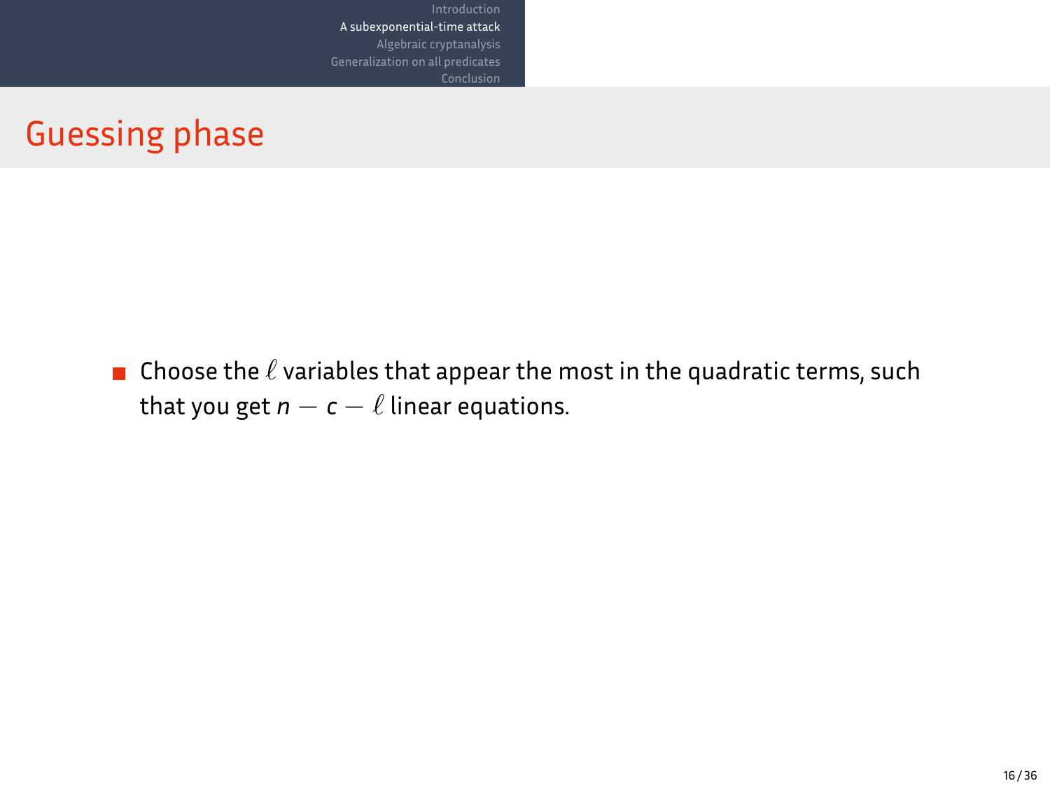# Guessing phase

- Choose the $\ell$ variables that appear the most in the quadratic terms, such that you get $n - c - \ell$ linear equations.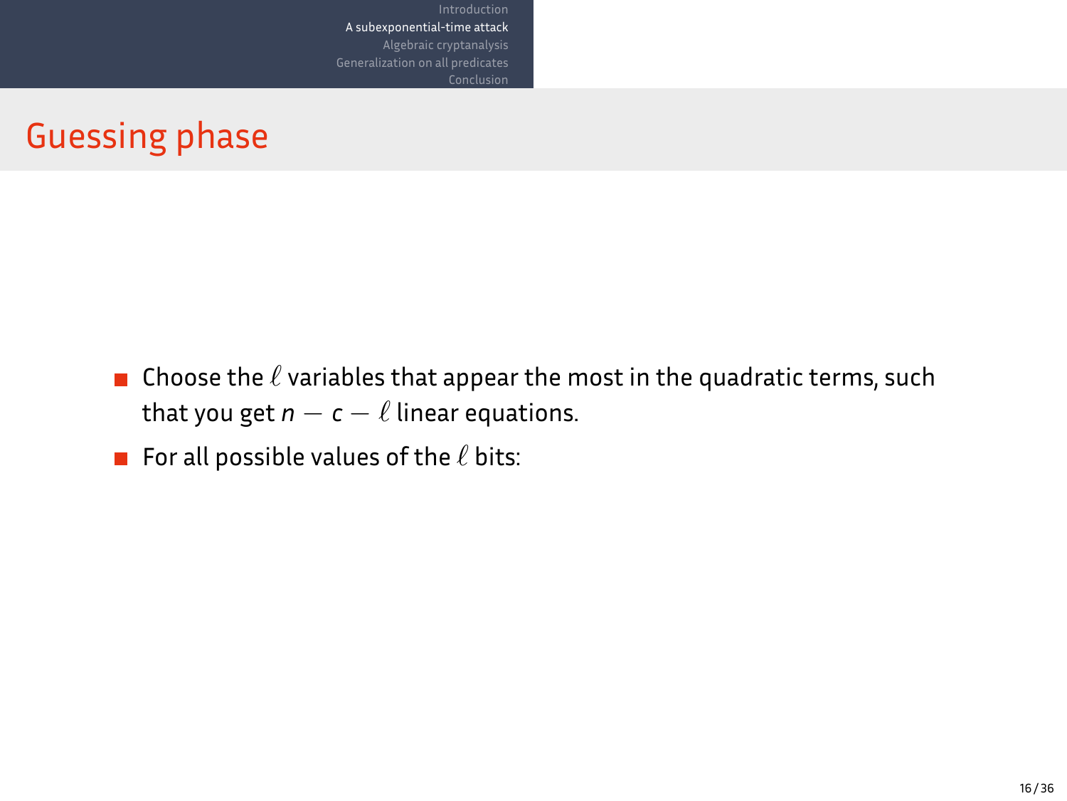# Guessing phase

- Choose the $\ell$ variables that appear the most in the quadratic terms, such that you get $n - c - \ell$ linear equations.
- For all possible values of the $\ell$ bits: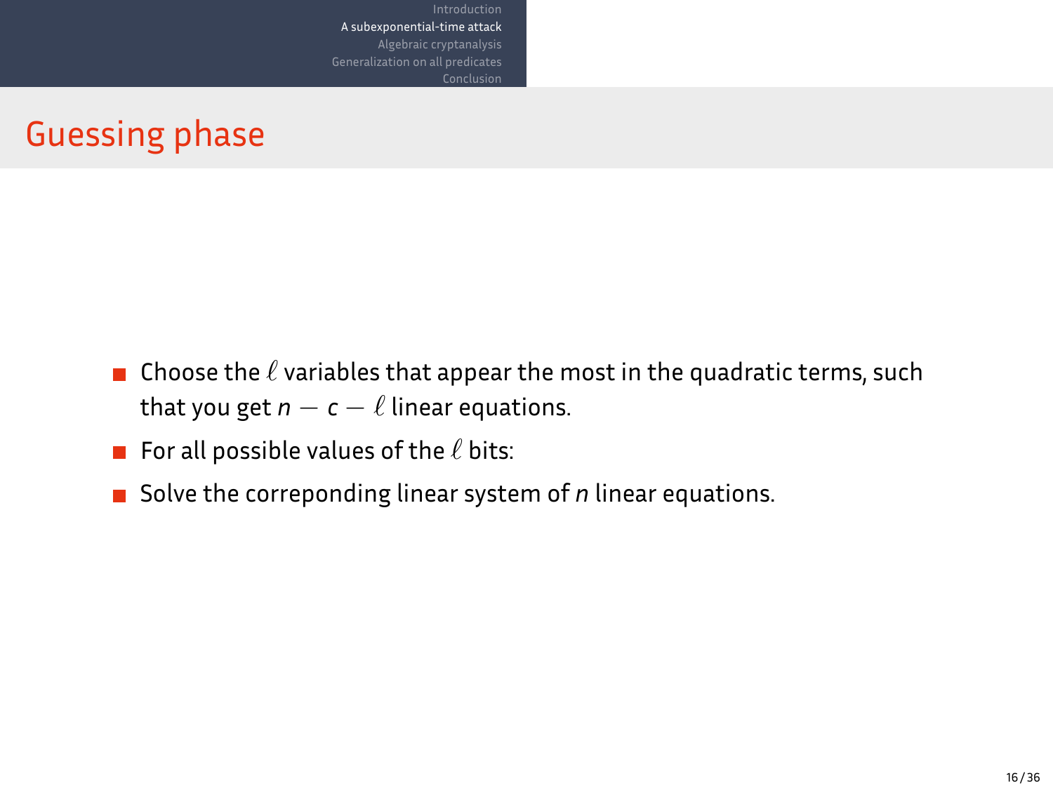## Guessing phase

- Choose the $\ell$ variables that appear the most in the quadratic terms, such that you get $n - c - \ell$ linear equations.
- For all possible values of the $\ell$ bits:
- Solve the correponding linear system of $n$ linear equations.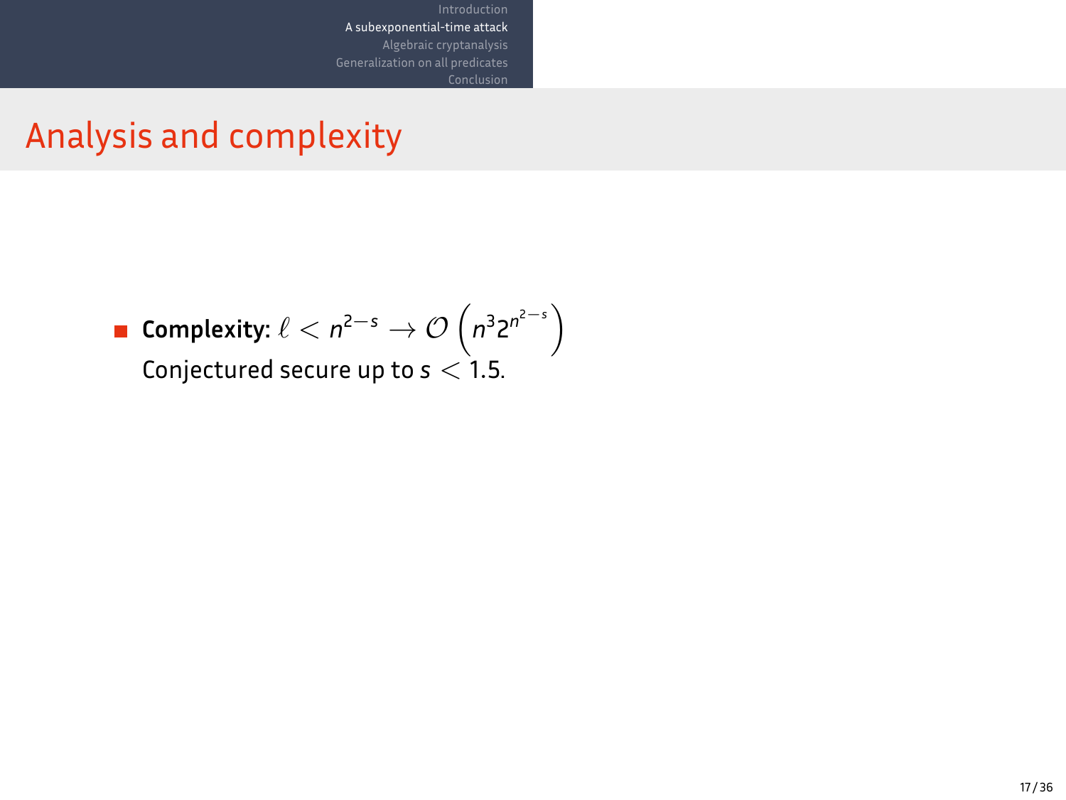## Analysis and complexity

- **Complexity:** $\ell < n^{2-s} \rightarrow \mathcal{O}\left(n^3 2^{n^{2-s}}\right)$
  Conjectured secure up to $s < 1.5$.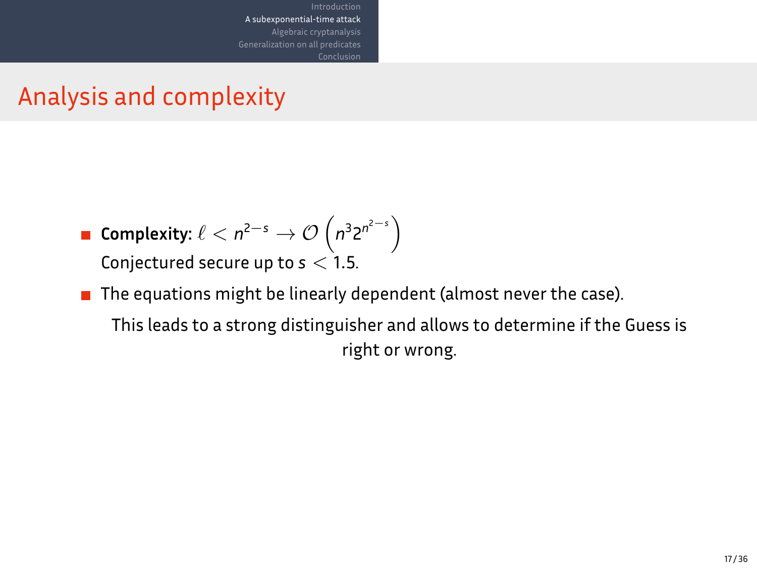# Analysis and complexity

- **Complexity:** $\ell < n^{2-s} \rightarrow \mathcal{O}\left(n^3 2^{n^{2-s}}\right)$
  Conjectured secure up to $s < 1.5$.
- The equations might be linearly dependent (almost never the case).

  This leads to a strong distinguisher and allows to determine if the Guess is right or wrong.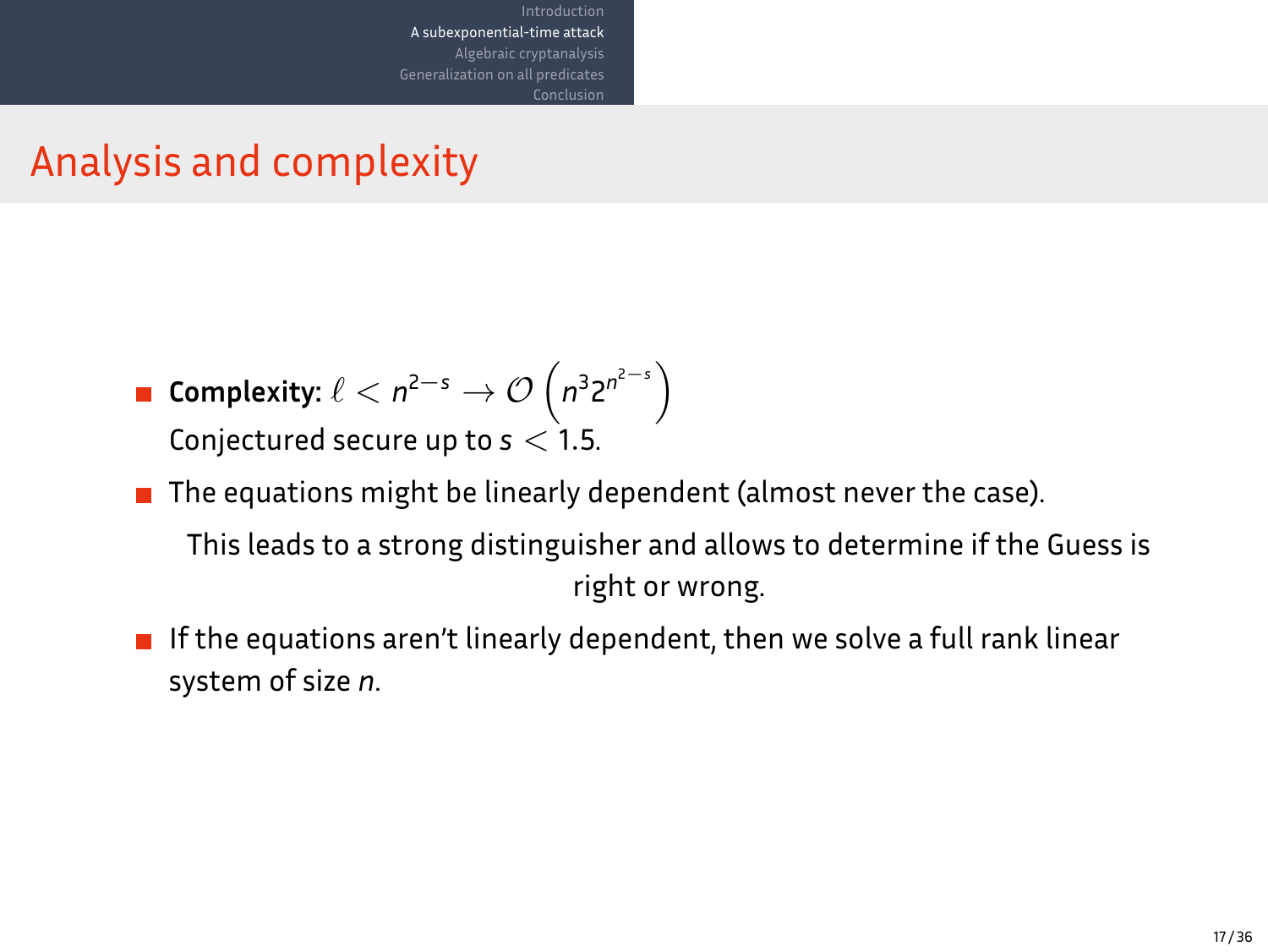# Analysis and complexity

- **Complexity:** $\ell < n^{2-s} \rightarrow \mathcal{O}\left(n^3 2^{n^{2-s}}\right)$
  Conjectured secure up to $s < 1.5$.
- The equations might be linearly dependent (almost never the case).

  This leads to a strong distinguisher and allows to determine if the Guess is right or wrong.
- If the equations aren't linearly dependent, then we solve a full rank linear system of size $n$.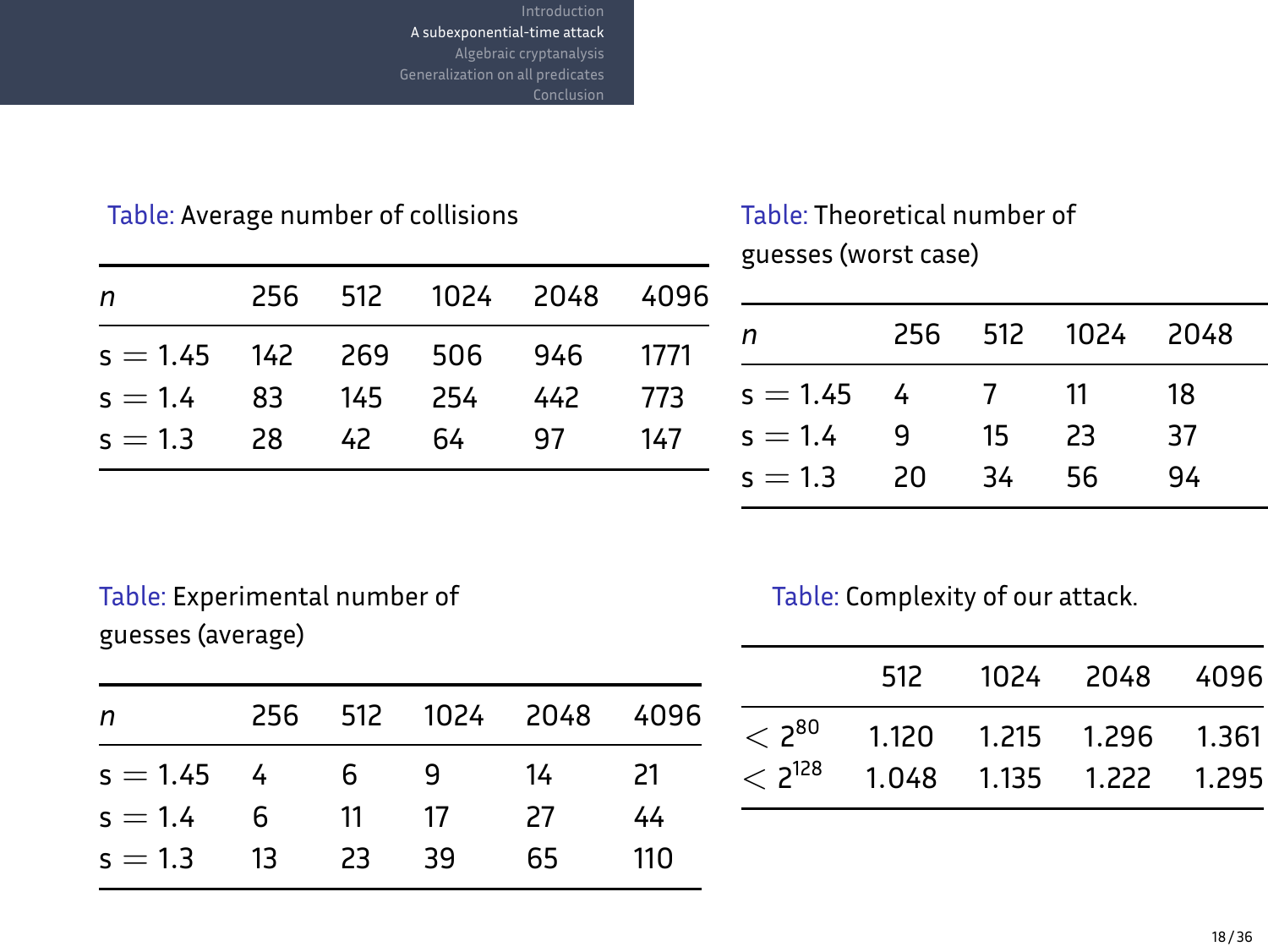Table: Average number of collisions

| $n$ | 256 | 512 | 1024 | 2048 | 4096 |
|---|---|---|---|---|---|
| $s = 1.45$ | 142 | 269 | 506 | 946 | 1771 |
| $s = 1.4$ | 83 | 145 | 254 | 442 | 773 |
| $s = 1.3$ | 28 | 42 | 64 | 97 | 147 |

Table: Theoretical number of guesses (worst case)

| $n$ | 256 | 512 | 1024 | 2048 |
|---|---|---|---|---|
| $s = 1.45$ | 4 | 7 | 11 | 18 |
| $s = 1.4$ | 9 | 15 | 23 | 37 |
| $s = 1.3$ | 20 | 34 | 56 | 94 |

Table: Experimental number of guesses (average)

| $n$ | 256 | 512 | 1024 | 2048 | 4096 |
|---|---|---|---|---|---|
| $s = 1.45$ | 4 | 6 | 9 | 14 | 21 |
| $s = 1.4$ | 6 | 11 | 17 | 27 | 44 |
| $s = 1.3$ | 13 | 23 | 39 | 65 | 110 |

Table: Complexity of our attack.

| | 512 | 1024 | 2048 | 4096 |
|---|---|---|---|---|
| $< 2^{80}$ | 1.120 | 1.215 | 1.296 | 1.361 |
| $< 2^{128}$ | 1.048 | 1.135 | 1.222 | 1.295 |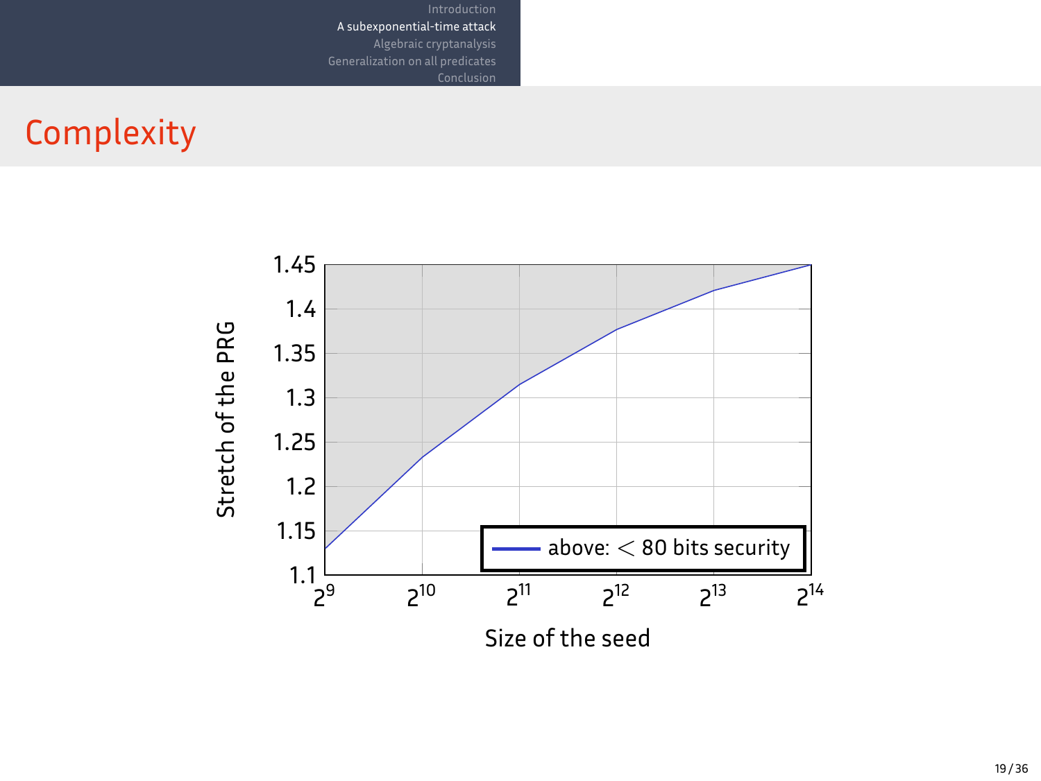# Complexity

Stretch of the PRG

1.45
1.4
1.35
1.3
1.25
1.2
1.15
1.1

$2^9$ $2^{10}$ $2^{11}$ $2^{12}$ $2^{13}$ $2^{14}$

Size of the seed

above: $<$ 80 bits security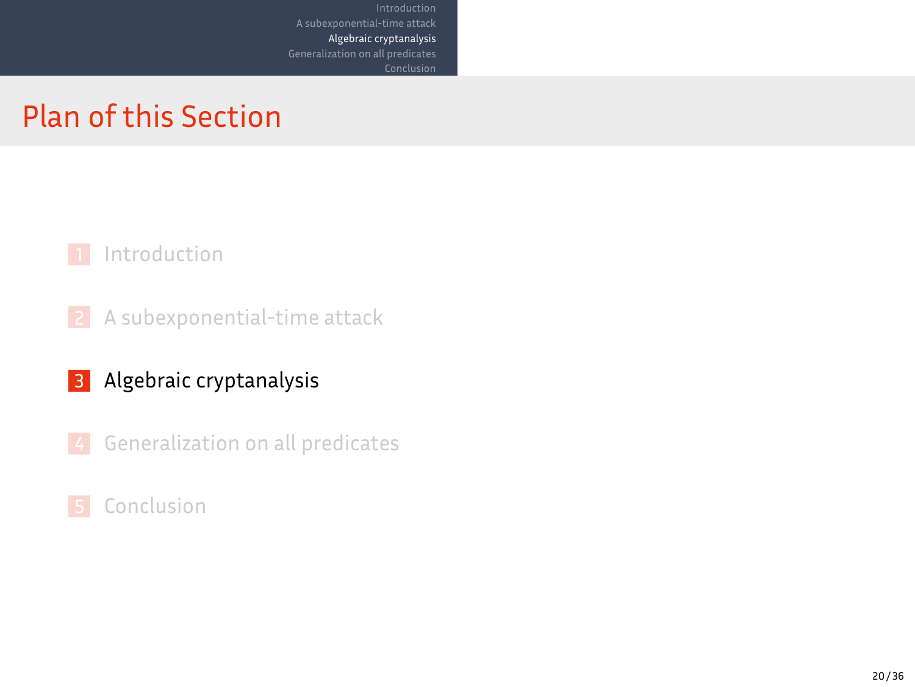# Plan of this Section

1. Introduction
2. A subexponential-time attack
3. **Algebraic cryptanalysis**
4. Generalization on all predicates
5. Conclusion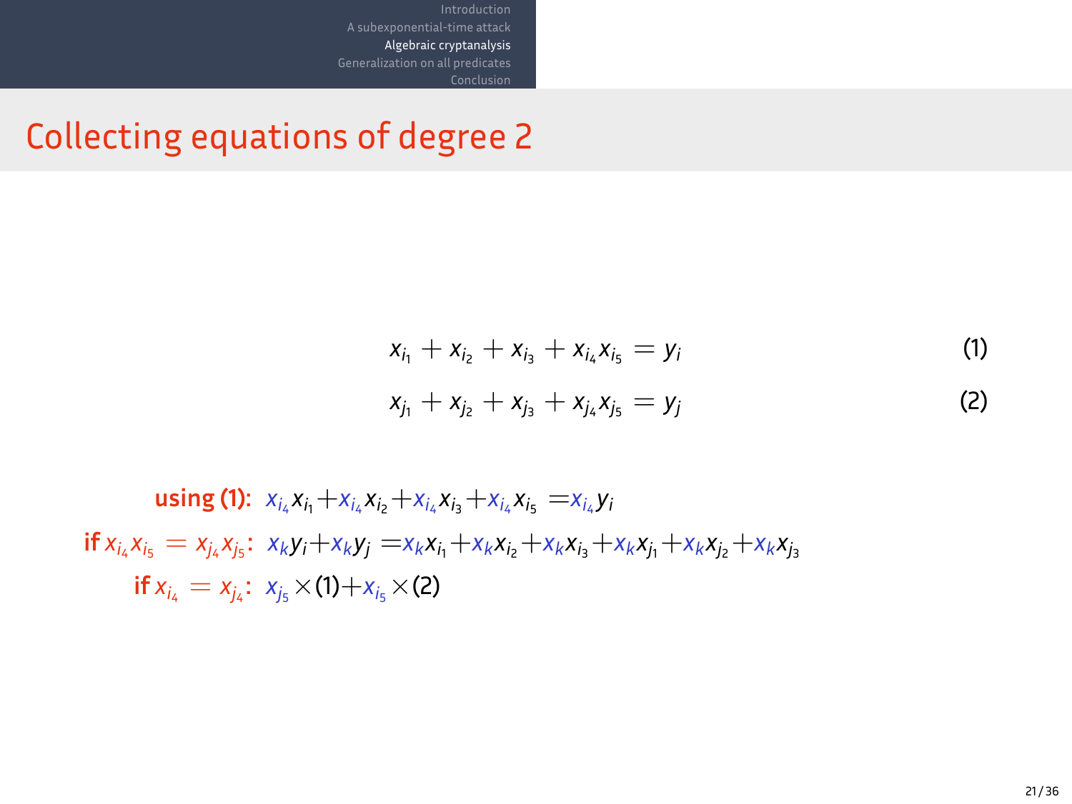# Collecting equations of degree 2

$$x_{i_1} + x_{i_2} + x_{i_3} + x_{i_4}x_{i_5} = y_i \quad (1)$$

$$x_{j_1} + x_{j_2} + x_{j_3} + x_{j_4}x_{j_5} = y_j \quad (2)$$

**using (1):** $x_{i_4}x_{i_1} + x_{i_4}x_{i_2} + x_{i_4}x_{i_3} + x_{i_4}x_{i_5} = x_{i_4}y_i$

**if** $x_{i_4}x_{i_5} = x_{j_4}x_{j_5}$**:** $x_k y_i + x_k y_j = x_k x_{i_1} + x_k x_{i_2} + x_k x_{i_3} + x_k x_{j_1} + x_k x_{j_2} + x_k x_{j_3}$

**if** $x_{i_4} = x_{j_4}$**:** $x_{j_5} \times (1) + x_{i_5} \times (2)$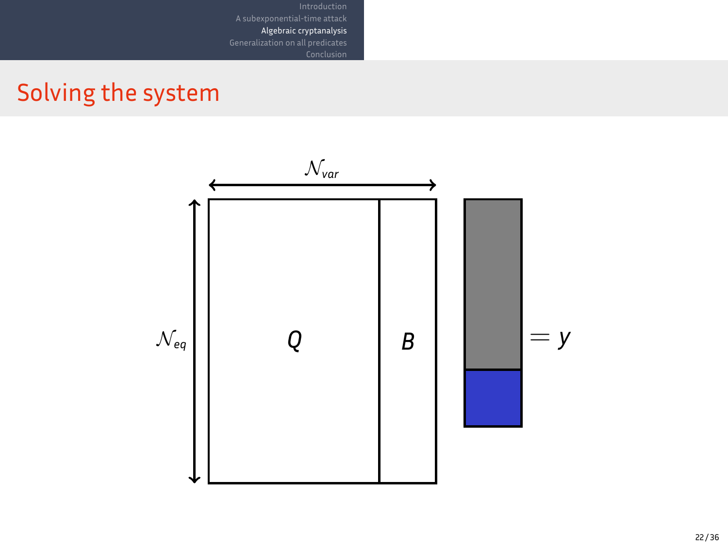# Solving the system

$\mathcal{N}_{var}$

$\mathcal{N}_{eq}$

$Q$ $B$

$= y$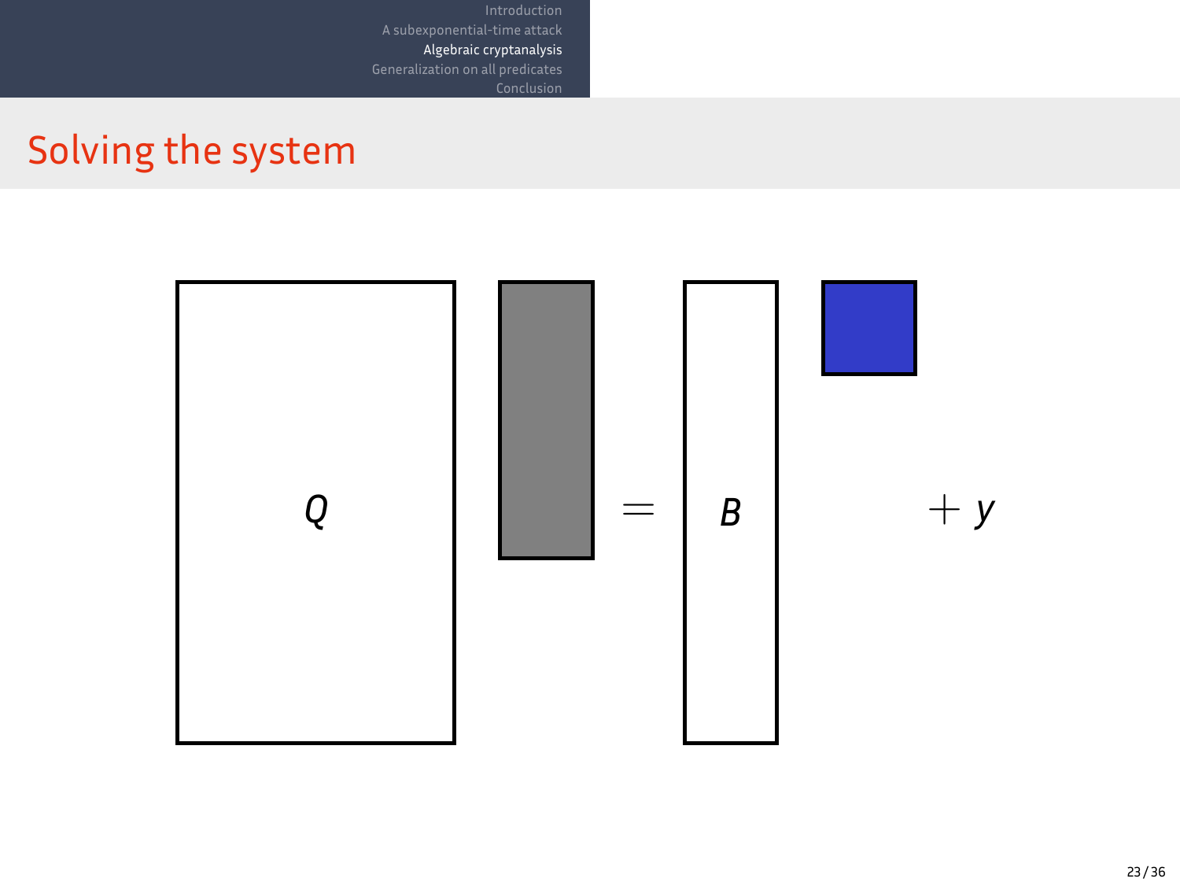## Solving the system

$$Q \cdot \square = B \cdot \square + y$$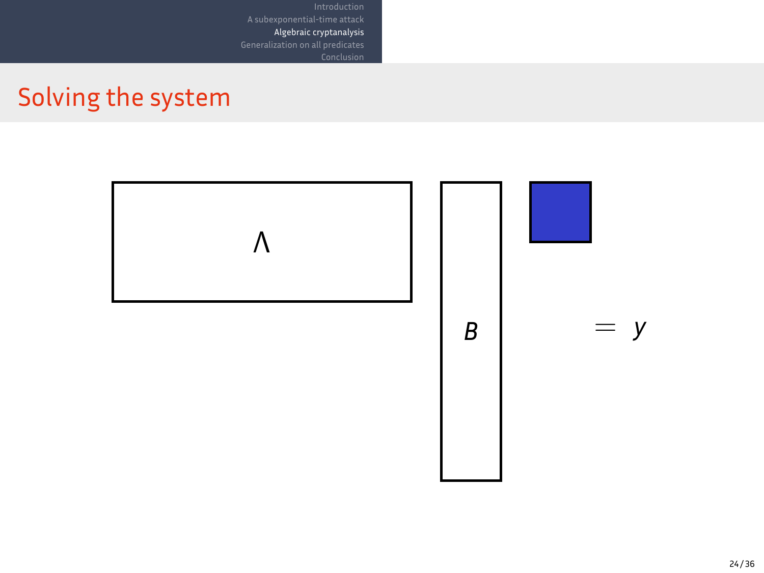## Solving the system

$$\Lambda \quad B \quad = y$$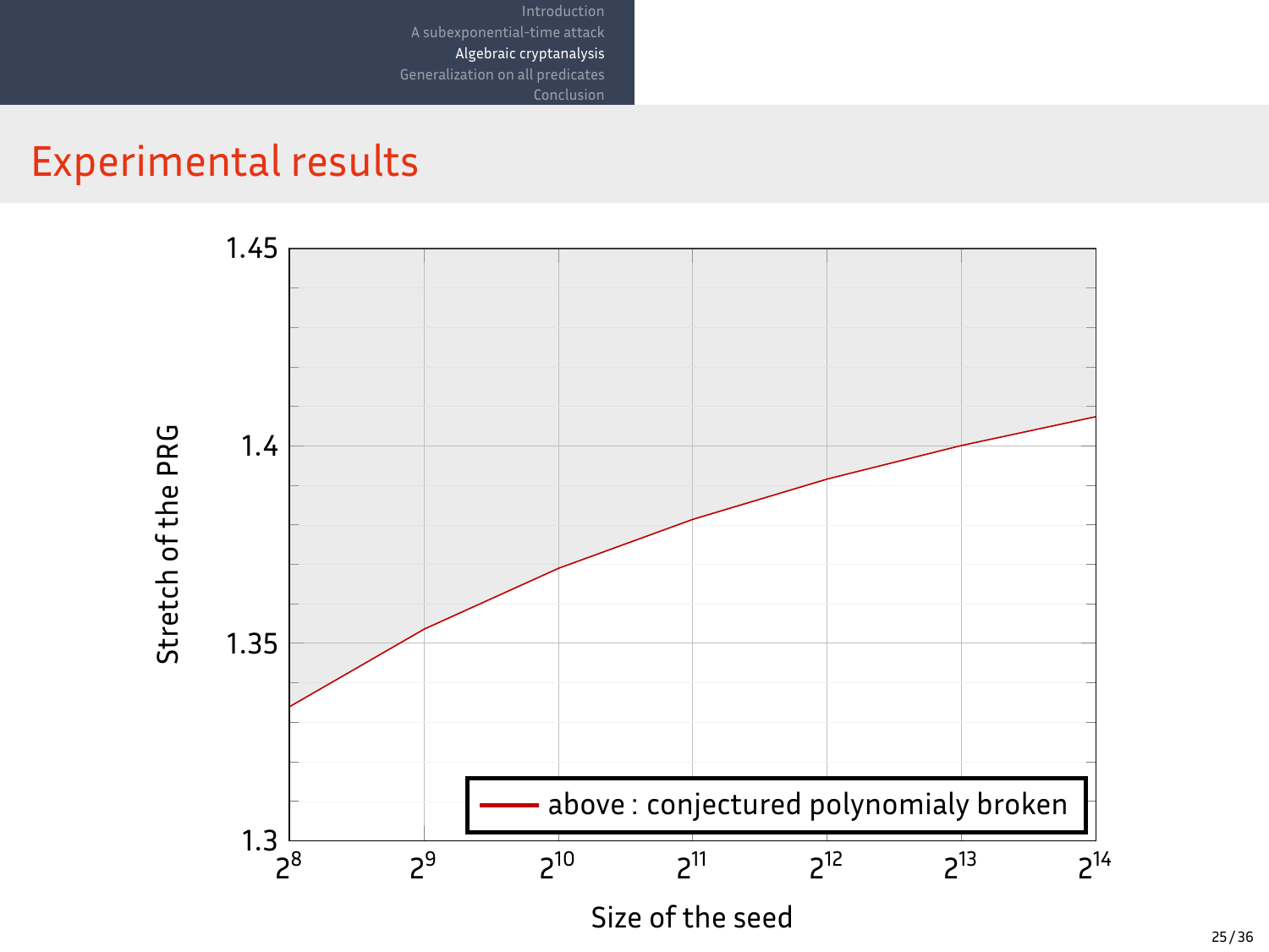# Experimental results

Stretch of the PRG

1.45

1.4

1.35

1.3

$2^8$ $2^9$ $2^{10}$ $2^{11}$ $2^{12}$ $2^{13}$ $2^{14}$

Size of the seed

above : conjectured polynomialy broken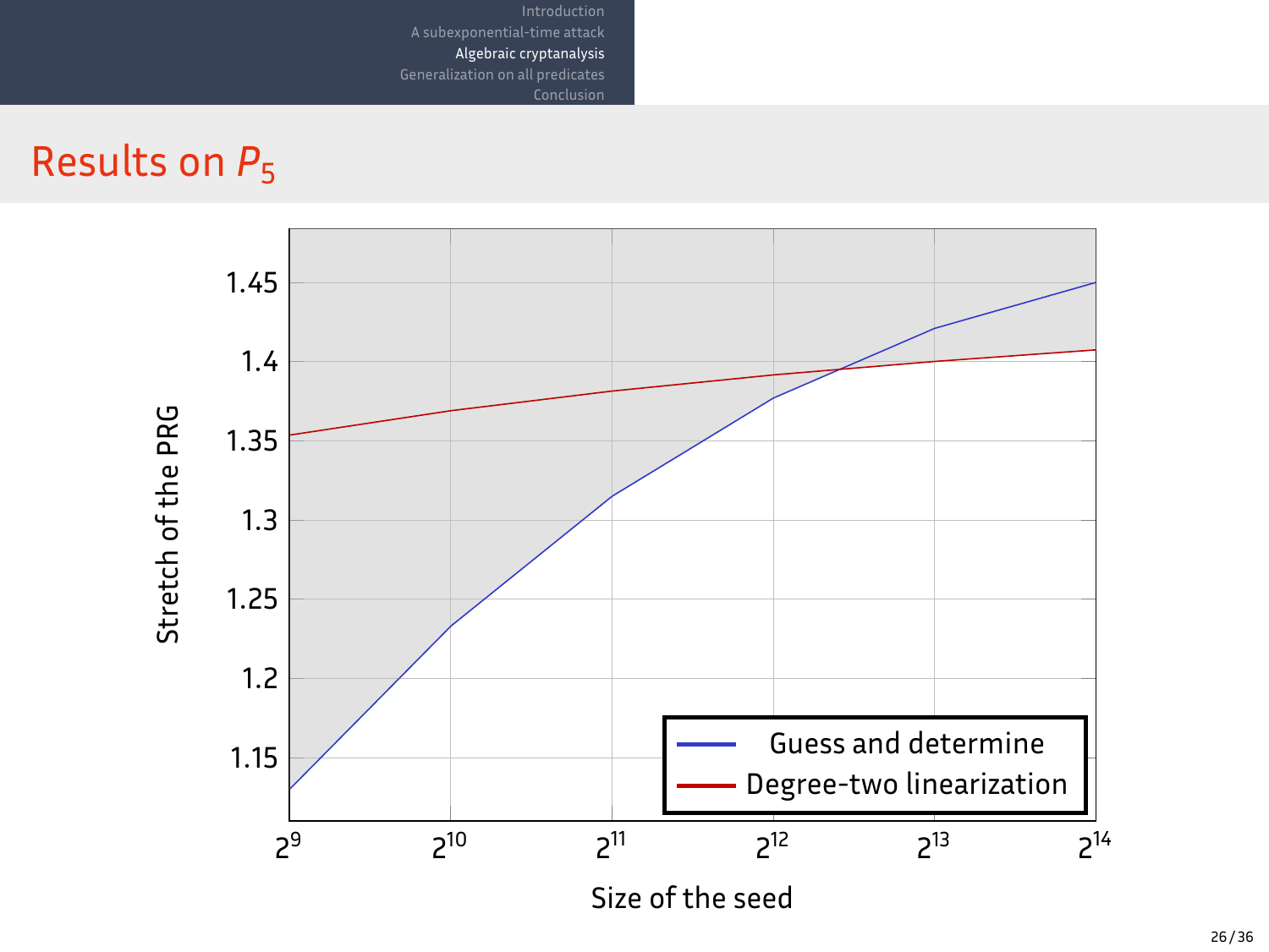## Results on $P_5$

Stretch of the PRG

1.45
1.4
1.35
1.3
1.25
1.2
1.15

$2^9$ $2^{10}$ $2^{11}$ $2^{12}$ $2^{13}$ $2^{14}$

Size of the seed

Guess and determine

Degree-two linearization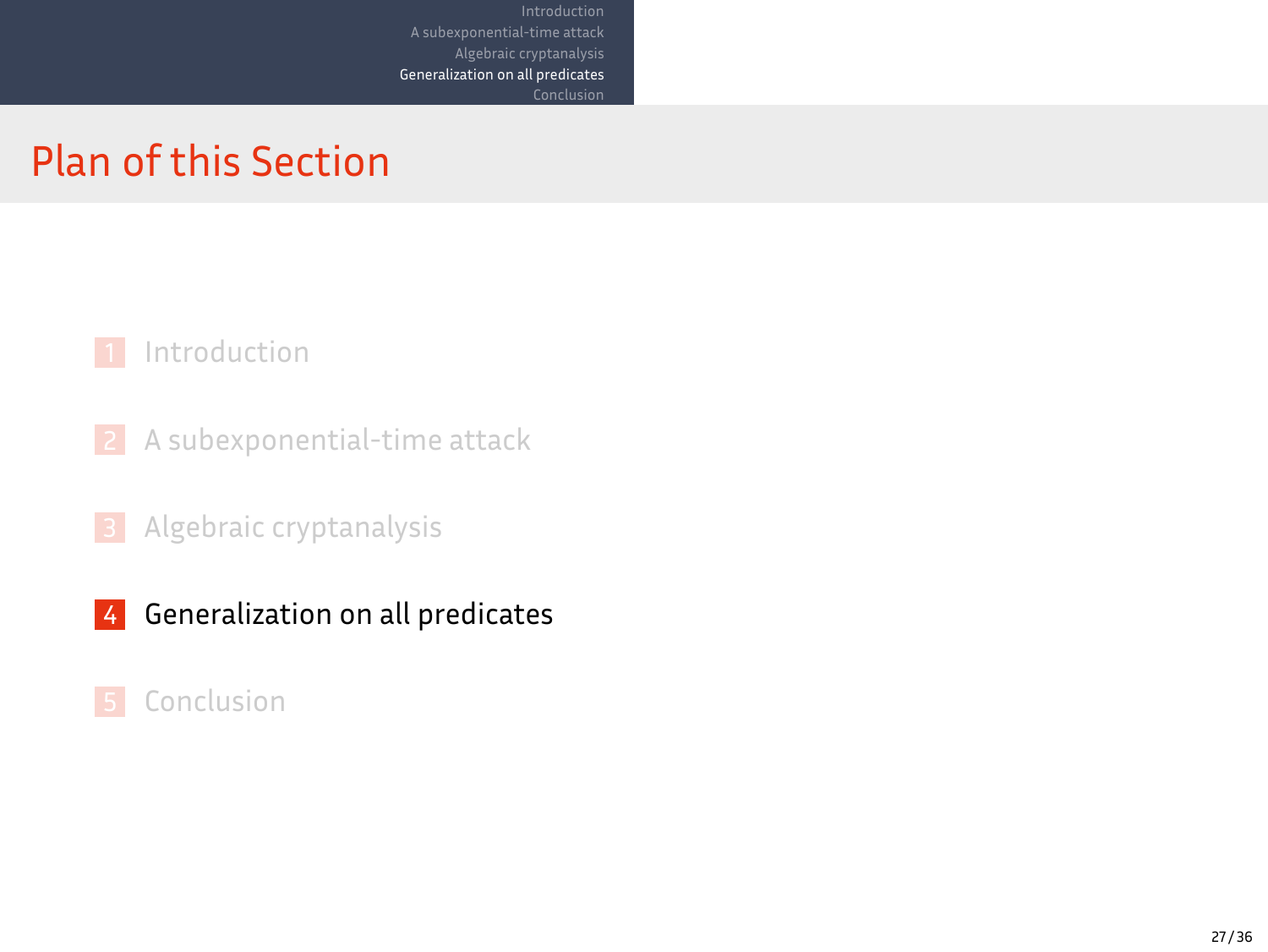# Plan of this Section

1. Introduction
2. A subexponential-time attack
3. Algebraic cryptanalysis
4. **Generalization on all predicates**
5. Conclusion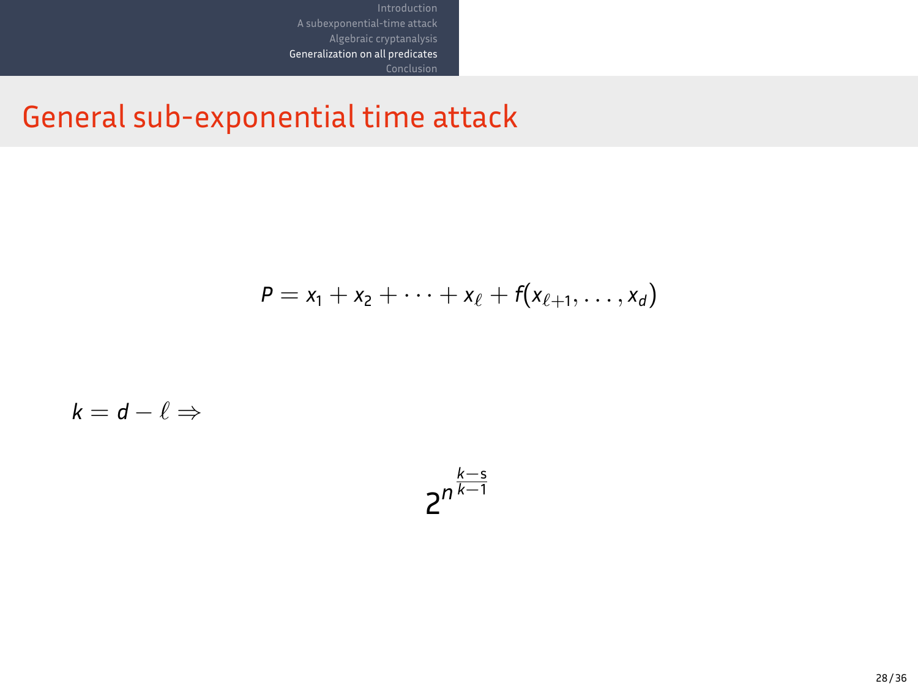# General sub-exponential time attack

$$P = x_1 + x_2 + \cdots + x_\ell + f(x_{\ell+1}, \ldots, x_d)$$

$k = d - \ell \Rightarrow$

$$2^{n^{\frac{k-s}{k-1}}}$$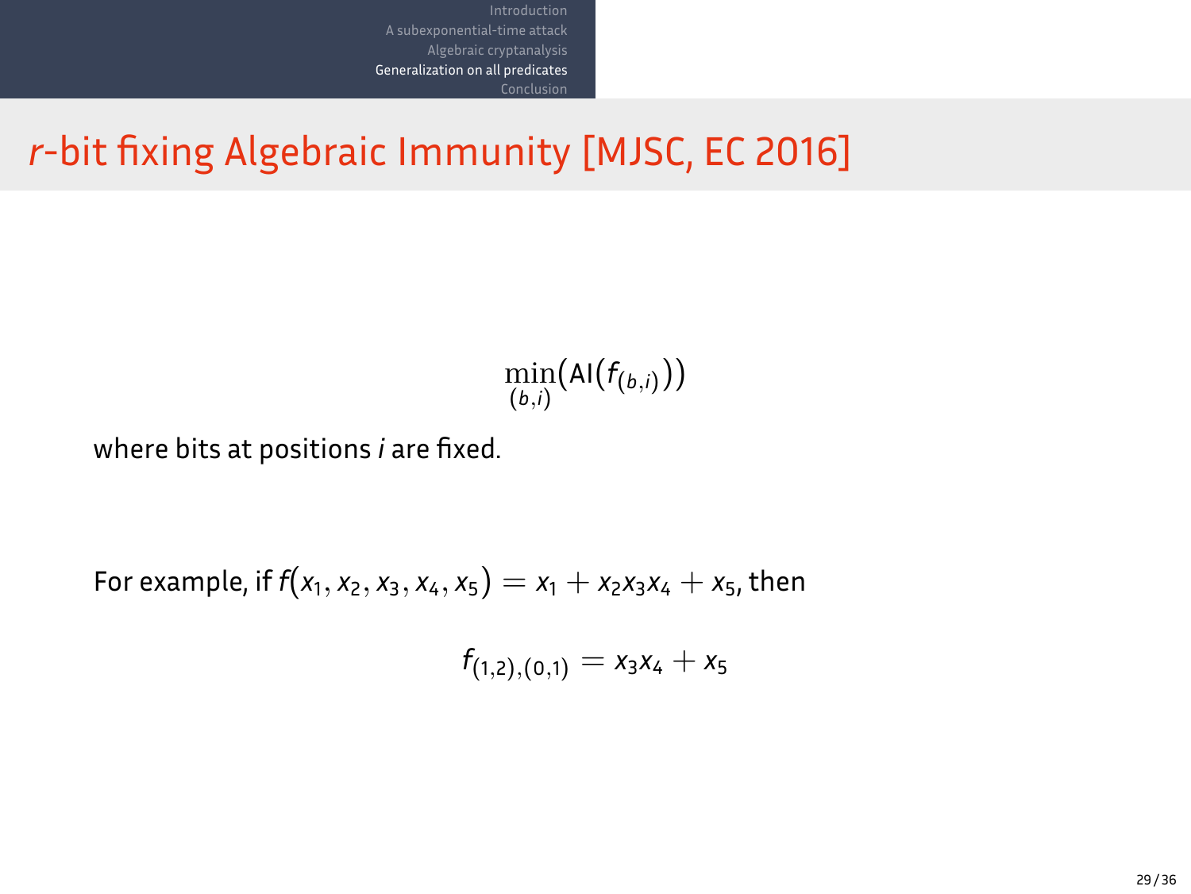# *r*-bit fixing Algebraic Immunity [MJSC, EC 2016]

$$\min_{(b,i)}(\mathsf{AI}(f_{(b,i)}))$$

where bits at positions $i$ are fixed.

For example, if $f(x_1, x_2, x_3, x_4, x_5) = x_1 + x_2x_3x_4 + x_5$, then

$$f_{(1,2),(0,1)} = x_3x_4 + x_5$$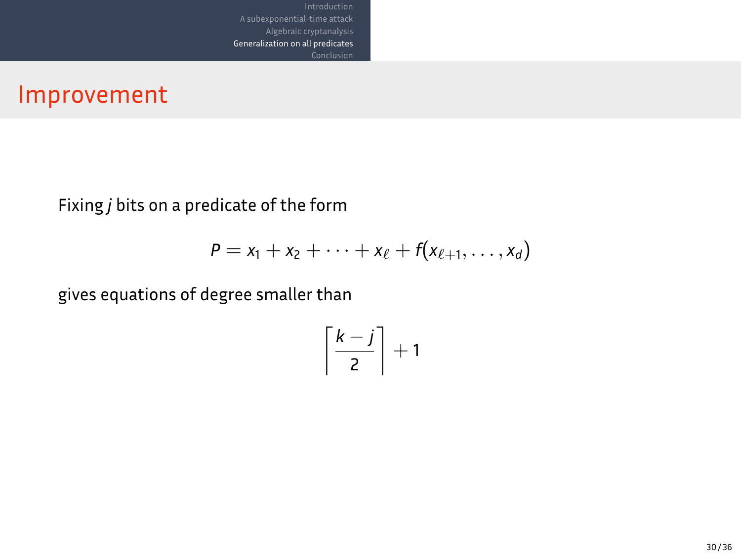# Improvement

Fixing $j$ bits on a predicate of the form

$$P = x_1 + x_2 + \cdots + x_\ell + f(x_{\ell+1}, \ldots, x_d)$$

gives equations of degree smaller than

$$\left\lceil \frac{k-j}{2} \right\rceil + 1$$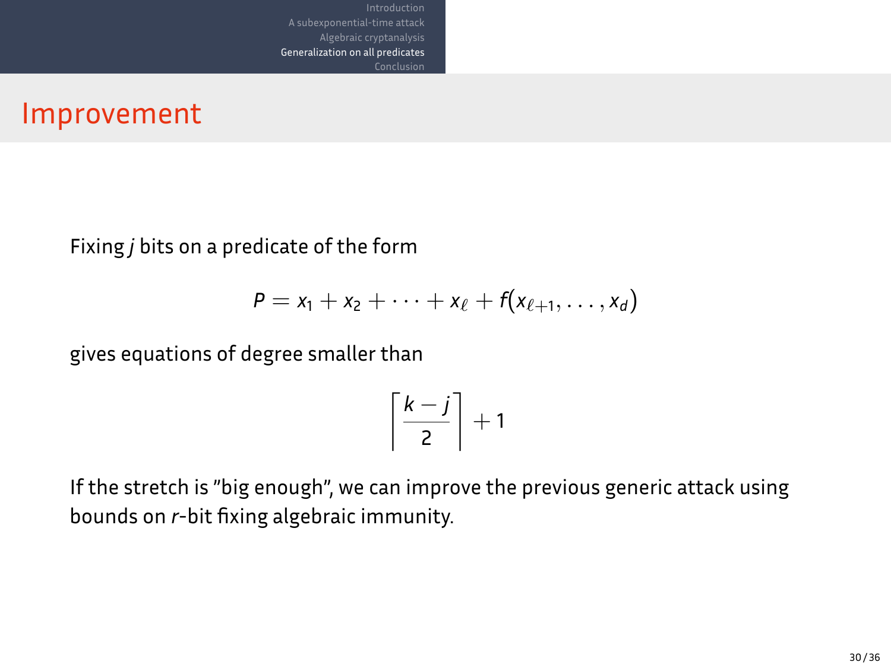# Improvement

Fixing $j$ bits on a predicate of the form

$$P = x_1 + x_2 + \cdots + x_\ell + f(x_{\ell+1}, \ldots, x_d)$$

gives equations of degree smaller than

$$\left\lceil \frac{k-j}{2} \right\rceil + 1$$

If the stretch is "big enough", we can improve the previous generic attack using bounds on $r$-bit fixing algebraic immunity.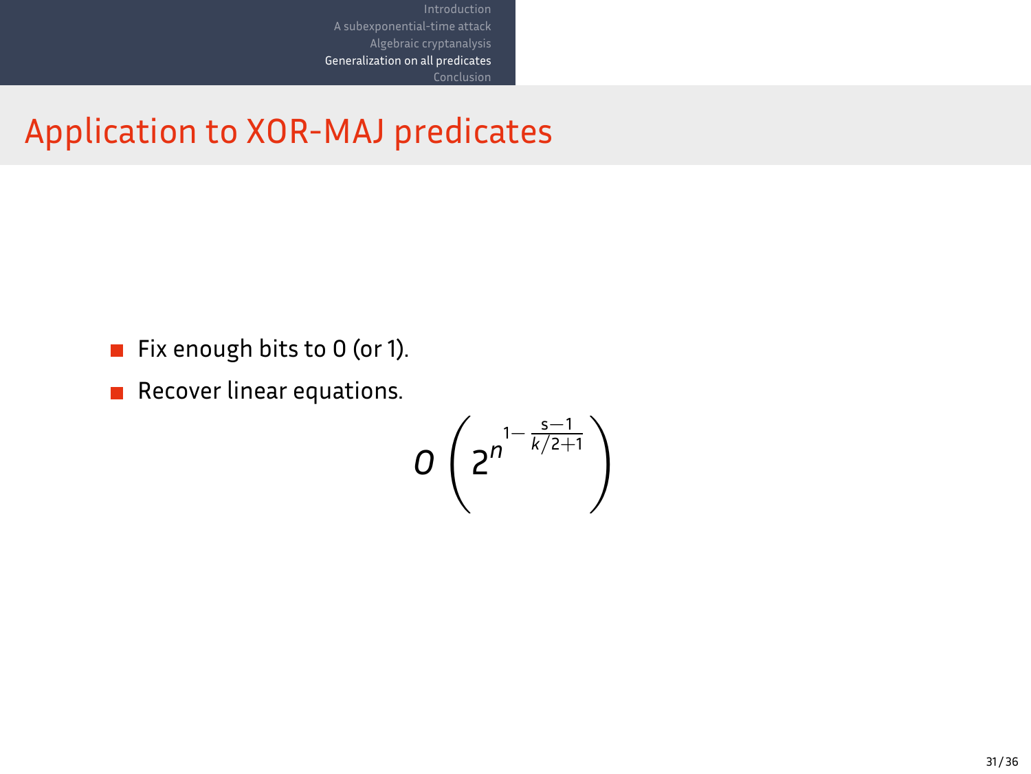# Application to XOR-MAJ predicates

- Fix enough bits to 0 (or 1).
- Recover linear equations.

$$O\left(2^{n^{1-\frac{s-1}{k/2+1}}}\right)$$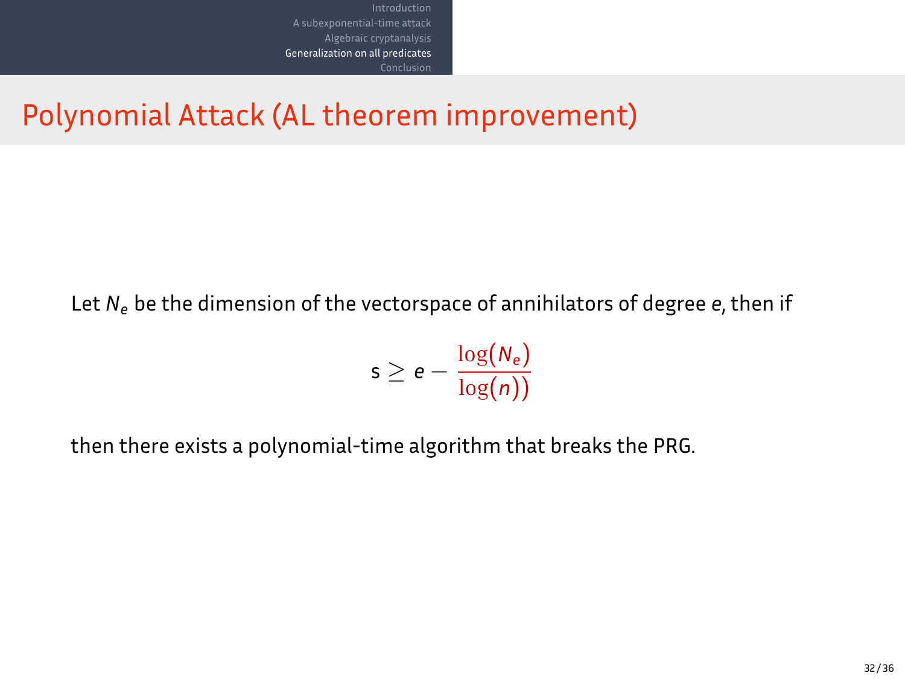# Polynomial Attack (AL theorem improvement)

Let $N_e$ be the dimension of the vectorspace of annihilators of degree $e$, then if

$$s \geq e - \frac{\log(N_e)}{\log(n))}$$

then there exists a polynomial-time algorithm that breaks the PRG.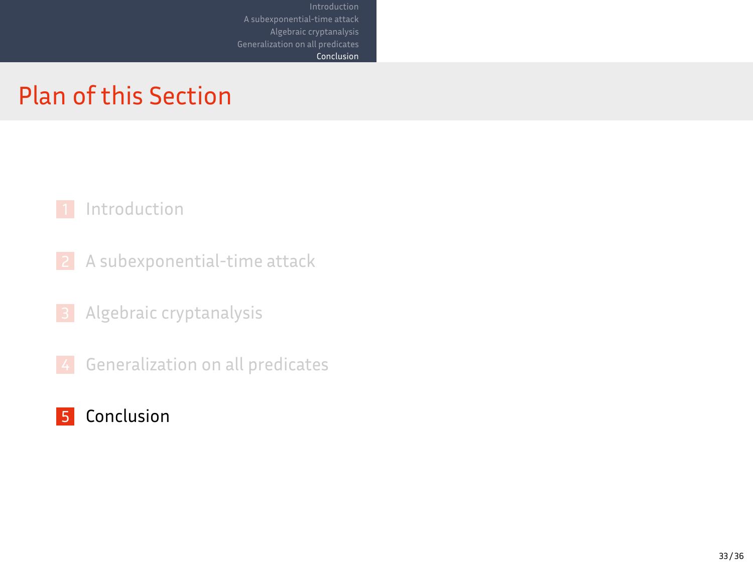# Plan of this Section

1. Introduction
2. A subexponential-time attack
3. Algebraic cryptanalysis
4. Generalization on all predicates
5. **Conclusion**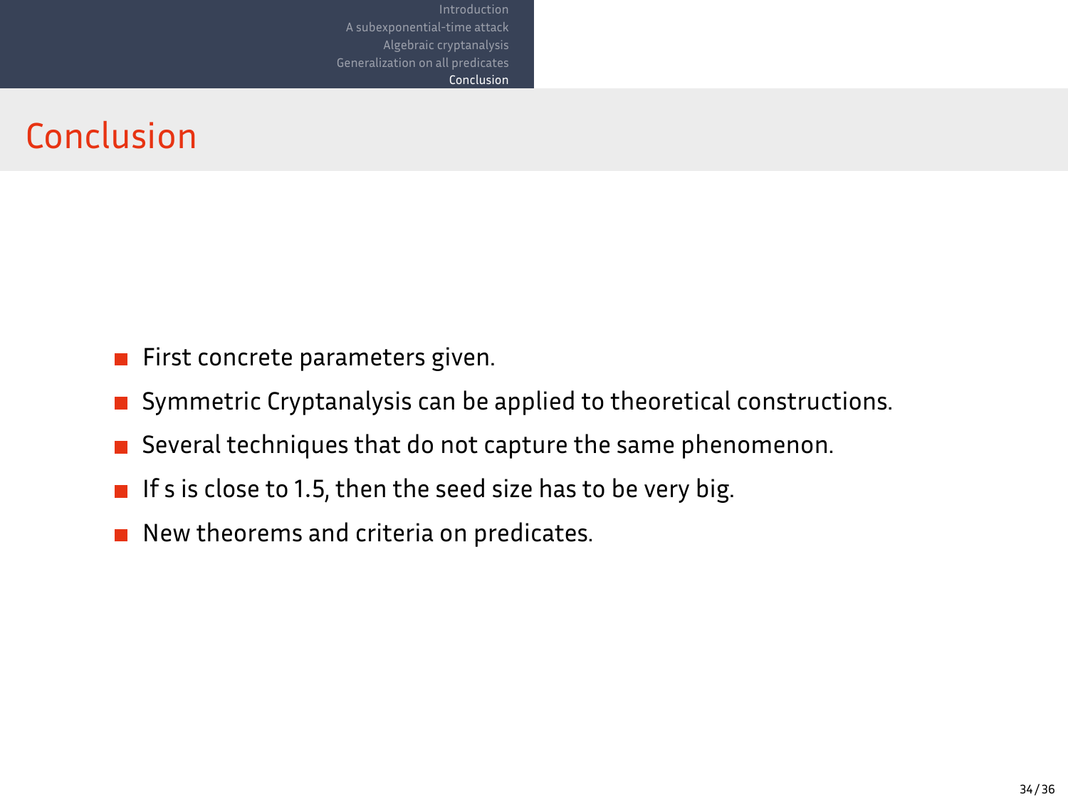# Conclusion

- First concrete parameters given.
- Symmetric Cryptanalysis can be applied to theoretical constructions.
- Several techniques that do not capture the same phenomenon.
- If s is close to 1.5, then the seed size has to be very big.
- New theorems and criteria on predicates.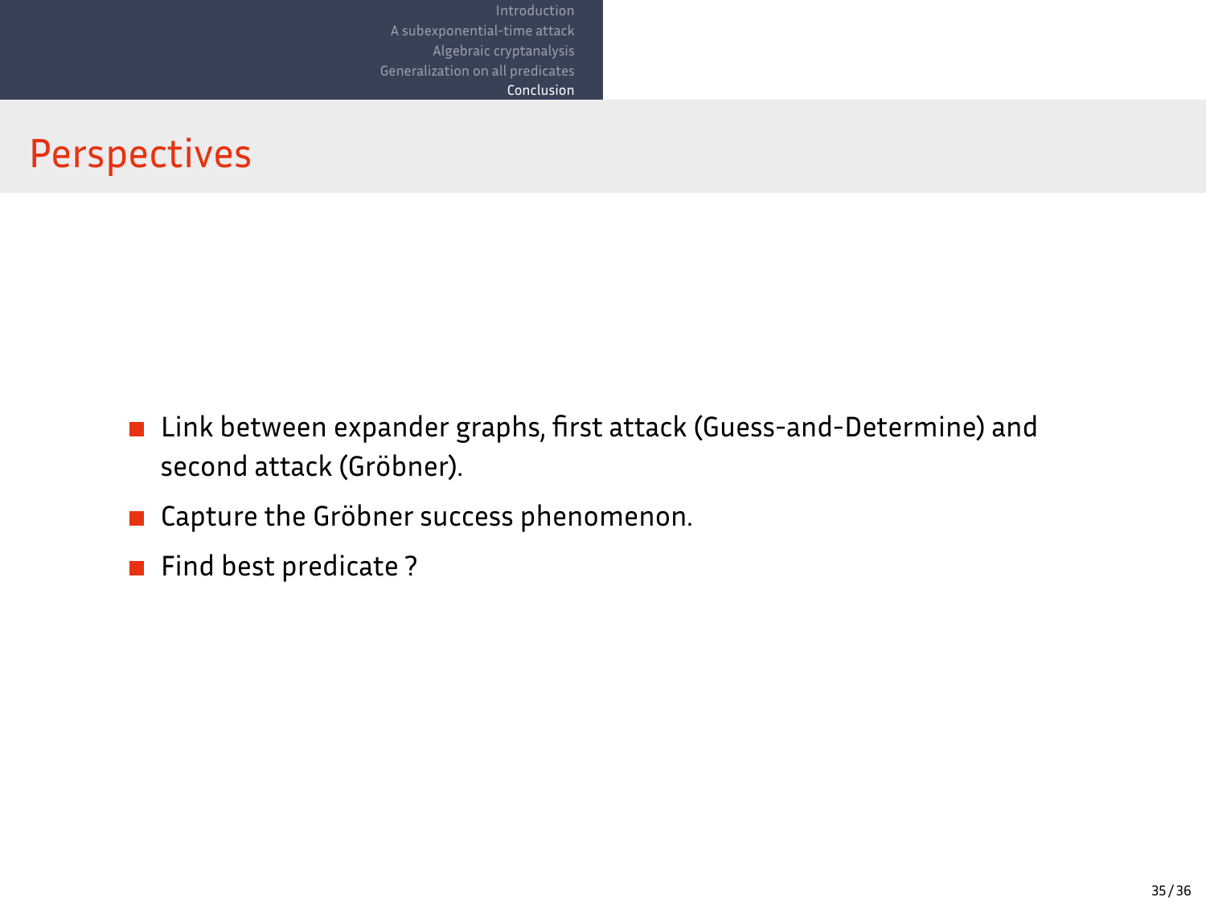# Perspectives

- Link between expander graphs, first attack (Guess-and-Determine) and second attack (Gröbner).
- Capture the Gröbner success phenomenon.
- Find best predicate ?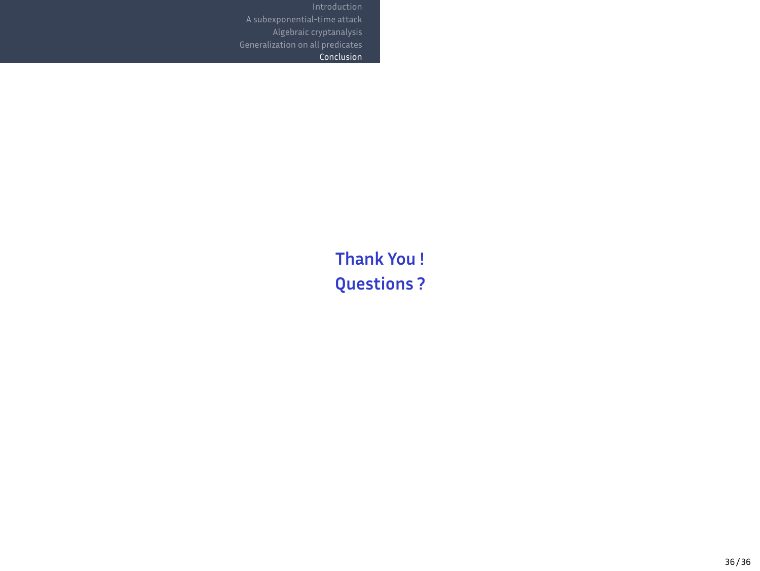**Thank You !**

**Questions ?**